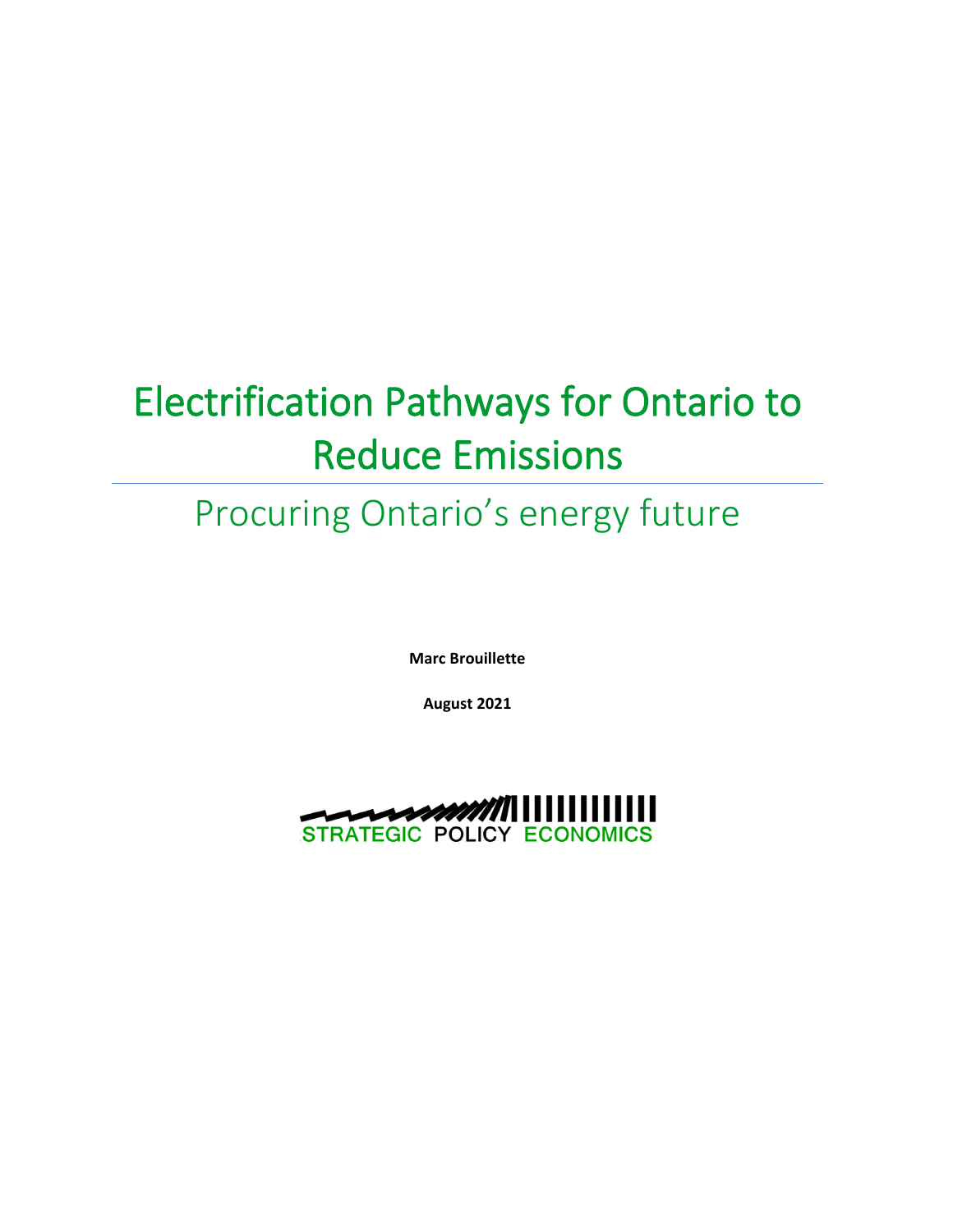# Electrification Pathways for Ontario to Reduce Emissions

## Procuring Ontario's energy future

**Marc Brouillette**

**August 2021**

STRATEGIC POLICY ECONOMICS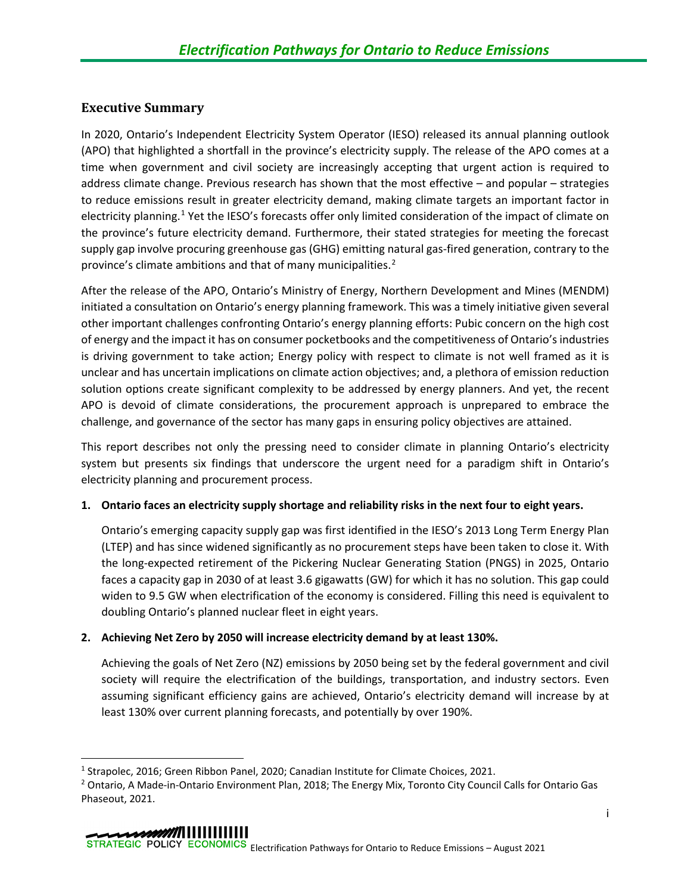## Executive Summary

In 2020, Ontario's Independent Electricity System Operator (IESO) released its annual planning outlook (APO) that highlighted a shortfall in the province's electricity supply. The release of the APO comes at a time when government and civil society are increasingly accepting that urgent action is required to address climate change. Previous research has shown that the most effective – and popular – strategies to reduce emissions result in greater electricity demand, making climate targets an important factor in electricity planning.[1] Yet the IESO's forecasts offer only limited consideration of the impact of climate on the province's future electricity demand. Furthermore, their stated strategies for meeting the forecast supply gap involve procuring greenhouse gas (GHG) emitting natural gas-fired generation, contrary to the province's climate ambitions and that of many municipalities.[2]

After the release of the APO, Ontario's Ministry of Energy, Northern Development and Mines (MENDM) initiated a consultation on Ontario's energy planning framework. This was a timely initiative given several other important challenges confronting Ontario's energy planning efforts: Pubic concern on the high cost of energy and the impact it has on consumer pocketbooks and the competitiveness of Ontario's industries is driving government to take action; Energy policy with respect to climate is not well framed as it is unclear and has uncertain implications on climate action objectives; and, a plethora of emission reduction solution options create significant complexity to be addressed by energy planners. And yet, the recent APO is devoid of climate considerations, the procurement approach is unprepared to embrace the challenge, and governance of the sector has many gaps in ensuring policy objectives are attained.

This report describes not only the pressing need to consider climate in planning Ontario's electricity system but presents six findings that underscore the urgent need for a paradigm shift in Ontario's electricity planning and procurement process.

1. **Ontario faces an electricity supply shortage and reliability risks in the next four to eight years.**

   Ontario's emerging capacity supply gap was first identified in the IESO's 2013 Long Term Energy Plan (LTEP) and has since widened significantly as no procurement steps have been taken to close it. With the long-expected retirement of the Pickering Nuclear Generating Station (PNGS) in 2025, Ontario faces a capacity gap in 2030 of at least 3.6 gigawatts (GW) for which it has no solution. This gap could widen to 9.5 GW when electrification of the economy is considered. Filling this need is equivalent to doubling Ontario's planned nuclear fleet in eight years.

2. **Achieving Net Zero by 2050 will increase electricity demand by at least 130%.**

   Achieving the goals of Net Zero (NZ) emissions by 2050 being set by the federal government and civil society will require the electrification of the buildings, transportation, and industry sectors. Even assuming significant efficiency gains are achieved, Ontario's electricity demand will increase by at least 130% over current planning forecasts, and potentially by over 190%.

---

[1] Strapolec, 2016; Green Ribbon Panel, 2020; Canadian Institute for Climate Choices, 2021.

[2] Ontario, A Made-in-Ontario Environment Plan, 2018; The Energy Mix, Toronto City Council Calls for Ontario Gas Phaseout, 2021.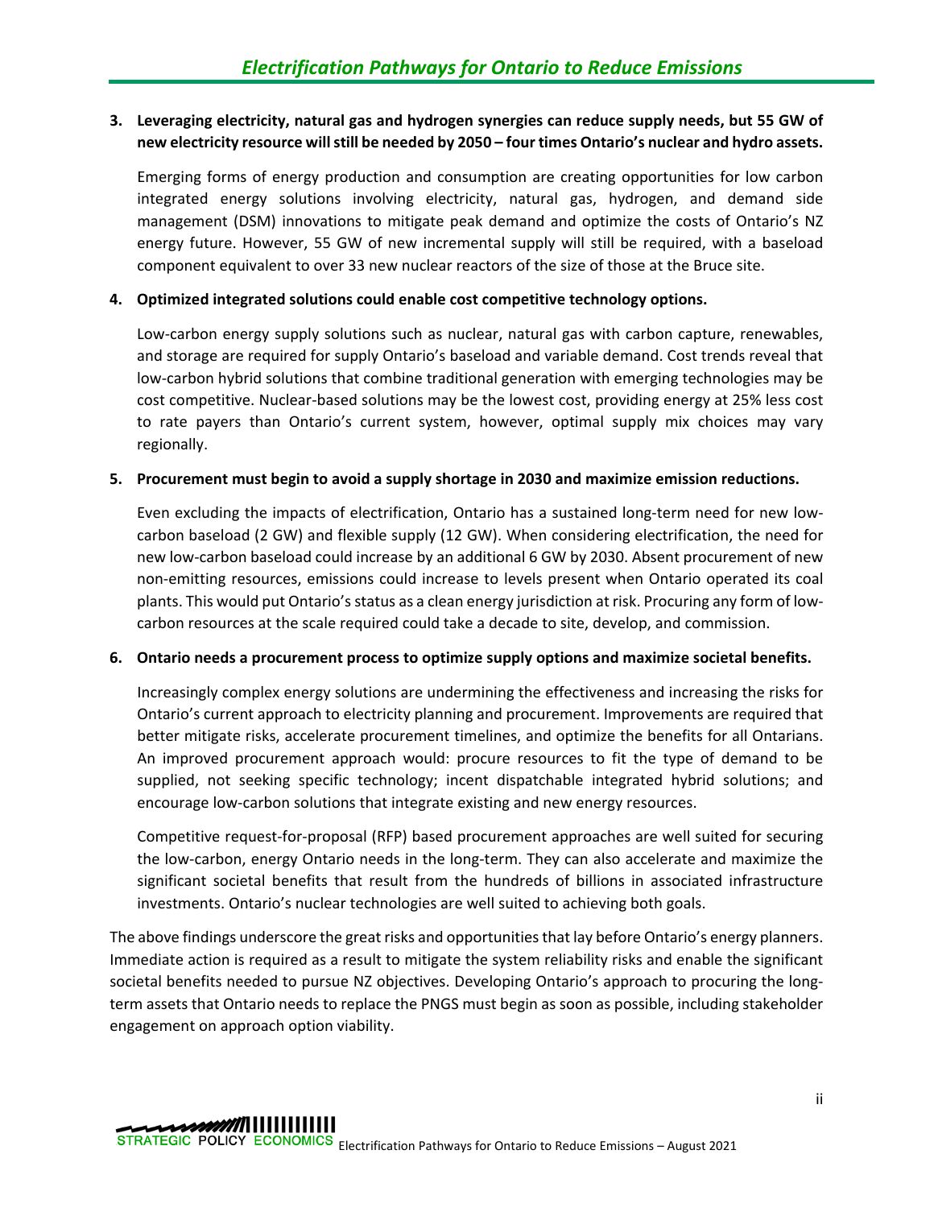3. **Leveraging electricity, natural gas and hydrogen synergies can reduce supply needs, but 55 GW of new electricity resource will still be needed by 2050 – four times Ontario's nuclear and hydro assets.**

   Emerging forms of energy production and consumption are creating opportunities for low carbon integrated energy solutions involving electricity, natural gas, hydrogen, and demand side management (DSM) innovations to mitigate peak demand and optimize the costs of Ontario's NZ energy future. However, 55 GW of new incremental supply will still be required, with a baseload component equivalent to over 33 new nuclear reactors of the size of those at the Bruce site.

4. **Optimized integrated solutions could enable cost competitive technology options.**

   Low-carbon energy supply solutions such as nuclear, natural gas with carbon capture, renewables, and storage are required for supply Ontario's baseload and variable demand. Cost trends reveal that low-carbon hybrid solutions that combine traditional generation with emerging technologies may be cost competitive. Nuclear-based solutions may be the lowest cost, providing energy at 25% less cost to rate payers than Ontario's current system, however, optimal supply mix choices may vary regionally.

5. **Procurement must begin to avoid a supply shortage in 2030 and maximize emission reductions.**

   Even excluding the impacts of electrification, Ontario has a sustained long-term need for new low-carbon baseload (2 GW) and flexible supply (12 GW). When considering electrification, the need for new low-carbon baseload could increase by an additional 6 GW by 2030. Absent procurement of new non-emitting resources, emissions could increase to levels present when Ontario operated its coal plants. This would put Ontario's status as a clean energy jurisdiction at risk. Procuring any form of low-carbon resources at the scale required could take a decade to site, develop, and commission.

6. **Ontario needs a procurement process to optimize supply options and maximize societal benefits.**

   Increasingly complex energy solutions are undermining the effectiveness and increasing the risks for Ontario's current approach to electricity planning and procurement. Improvements are required that better mitigate risks, accelerate procurement timelines, and optimize the benefits for all Ontarians. An improved procurement approach would: procure resources to fit the type of demand to be supplied, not seeking specific technology; incent dispatchable integrated hybrid solutions; and encourage low-carbon solutions that integrate existing and new energy resources.

   Competitive request-for-proposal (RFP) based procurement approaches are well suited for securing the low-carbon, energy Ontario needs in the long-term. They can also accelerate and maximize the significant societal benefits that result from the hundreds of billions in associated infrastructure investments. Ontario's nuclear technologies are well suited to achieving both goals.

The above findings underscore the great risks and opportunities that lay before Ontario's energy planners. Immediate action is required as a result to mitigate the system reliability risks and enable the significant societal benefits needed to pursue NZ objectives. Developing Ontario's approach to procuring the long-term assets that Ontario needs to replace the PNGS must begin as soon as possible, including stakeholder engagement on approach option viability.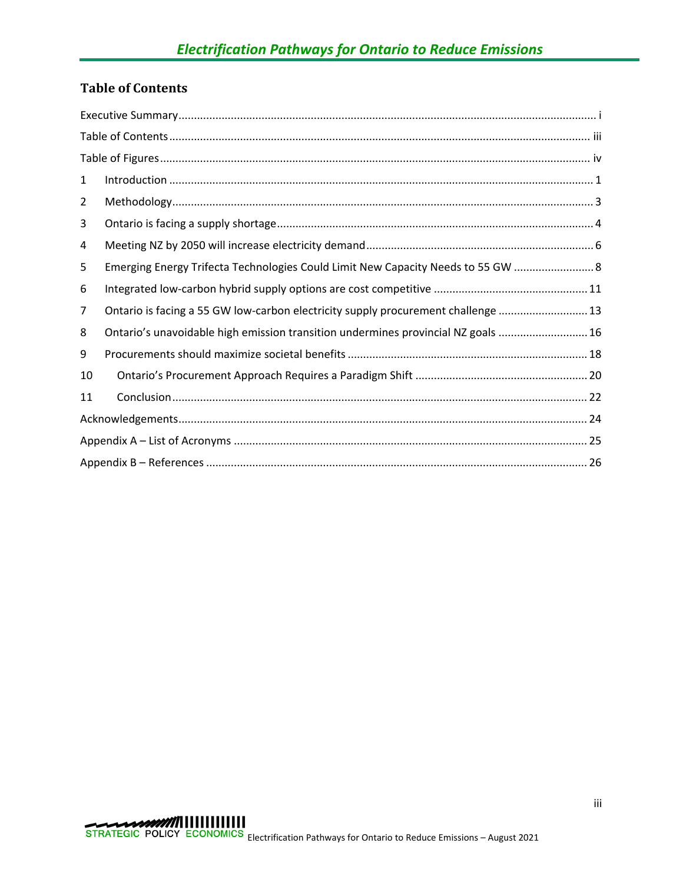## Table of Contents

Executive Summary ..... i

Table of Contents ..... iii

Table of Figures ..... iv

1 Introduction ..... 1

2 Methodology ..... 3

3 Ontario is facing a supply shortage ..... 4

4 Meeting NZ by 2050 will increase electricity demand ..... 6

5 Emerging Energy Trifecta Technologies Could Limit New Capacity Needs to 55 GW ..... 8

6 Integrated low-carbon hybrid supply options are cost competitive ..... 11

7 Ontario is facing a 55 GW low-carbon electricity supply procurement challenge ..... 13

8 Ontario's unavoidable high emission transition undermines provincial NZ goals ..... 16

9 Procurements should maximize societal benefits ..... 18

10 Ontario's Procurement Approach Requires a Paradigm Shift ..... 20

11 Conclusion ..... 22

Acknowledgements ..... 24

Appendix A – List of Acronyms ..... 25

Appendix B – References ..... 26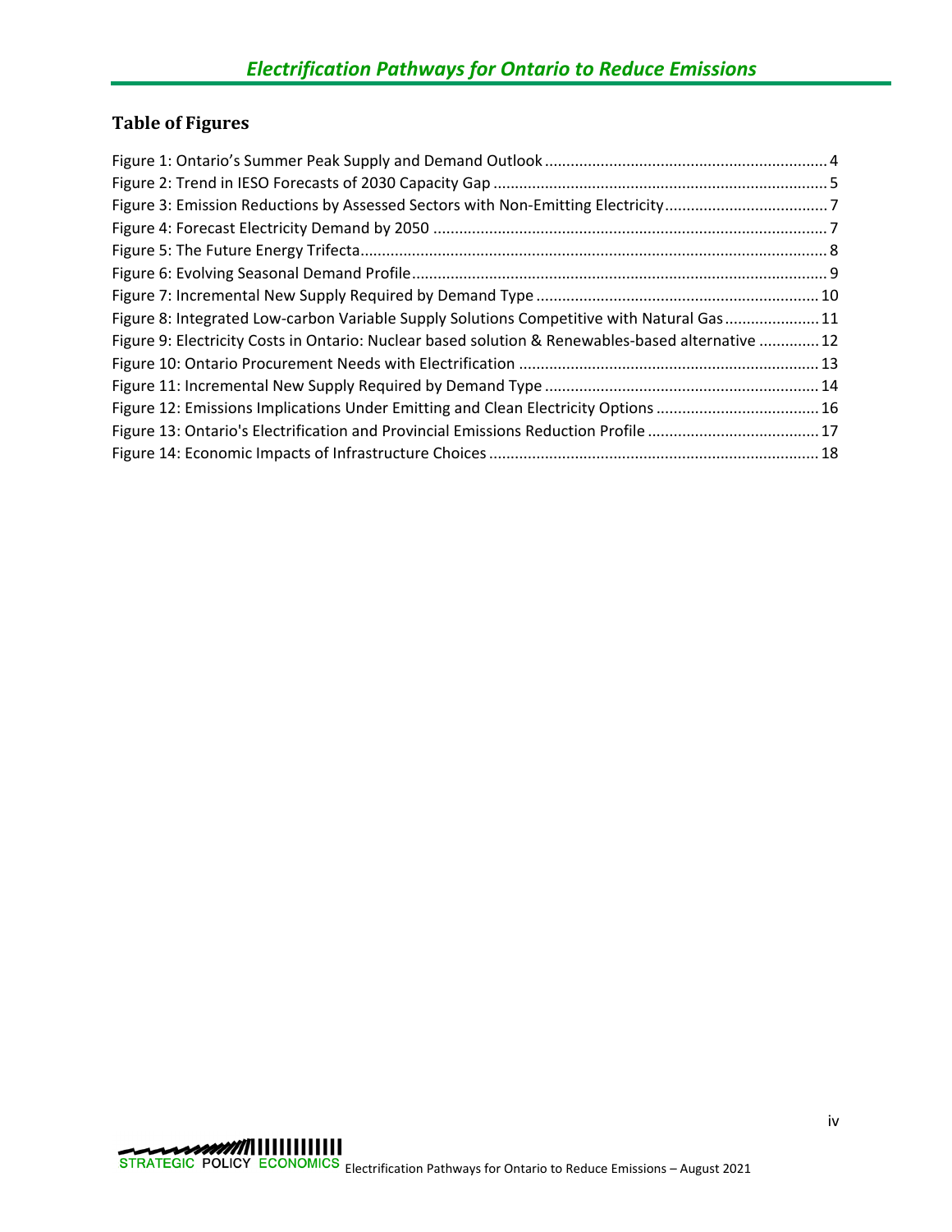## Table of Figures

Figure 1: Ontario's Summer Peak Supply and Demand Outlook ........ 4
Figure 2: Trend in IESO Forecasts of 2030 Capacity Gap ........ 5
Figure 3: Emission Reductions by Assessed Sectors with Non-Emitting Electricity ........ 7
Figure 4: Forecast Electricity Demand by 2050 ........ 7
Figure 5: The Future Energy Trifecta ........ 8
Figure 6: Evolving Seasonal Demand Profile ........ 9
Figure 7: Incremental New Supply Required by Demand Type ........ 10
Figure 8: Integrated Low-carbon Variable Supply Solutions Competitive with Natural Gas ........ 11
Figure 9: Electricity Costs in Ontario: Nuclear based solution & Renewables-based alternative ........ 12
Figure 10: Ontario Procurement Needs with Electrification ........ 13
Figure 11: Incremental New Supply Required by Demand Type ........ 14
Figure 12: Emissions Implications Under Emitting and Clean Electricity Options ........ 16
Figure 13: Ontario's Electrification and Provincial Emissions Reduction Profile ........ 17
Figure 14: Economic Impacts of Infrastructure Choices ........ 18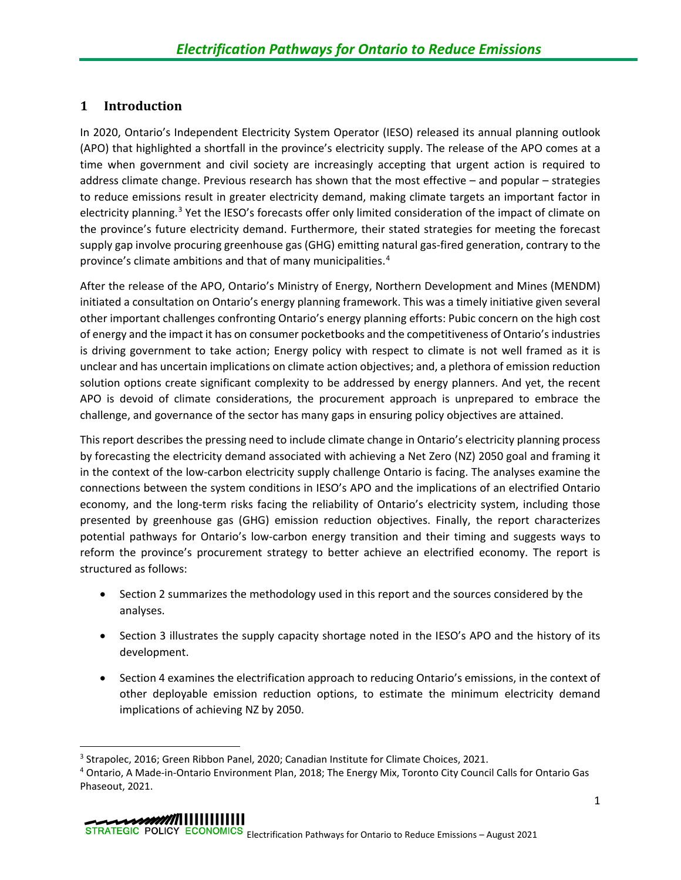# 1 Introduction

In 2020, Ontario's Independent Electricity System Operator (IESO) released its annual planning outlook (APO) that highlighted a shortfall in the province's electricity supply. The release of the APO comes at a time when government and civil society are increasingly accepting that urgent action is required to address climate change. Previous research has shown that the most effective – and popular – strategies to reduce emissions result in greater electricity demand, making climate targets an important factor in electricity planning.[3] Yet the IESO's forecasts offer only limited consideration of the impact of climate on the province's future electricity demand. Furthermore, their stated strategies for meeting the forecast supply gap involve procuring greenhouse gas (GHG) emitting natural gas-fired generation, contrary to the province's climate ambitions and that of many municipalities.[4]

After the release of the APO, Ontario's Ministry of Energy, Northern Development and Mines (MENDM) initiated a consultation on Ontario's energy planning framework. This was a timely initiative given several other important challenges confronting Ontario's energy planning efforts: Pubic concern on the high cost of energy and the impact it has on consumer pocketbooks and the competitiveness of Ontario's industries is driving government to take action; Energy policy with respect to climate is not well framed as it is unclear and has uncertain implications on climate action objectives; and, a plethora of emission reduction solution options create significant complexity to be addressed by energy planners. And yet, the recent APO is devoid of climate considerations, the procurement approach is unprepared to embrace the challenge, and governance of the sector has many gaps in ensuring policy objectives are attained.

This report describes the pressing need to include climate change in Ontario's electricity planning process by forecasting the electricity demand associated with achieving a Net Zero (NZ) 2050 goal and framing it in the context of the low-carbon electricity supply challenge Ontario is facing. The analyses examine the connections between the system conditions in IESO's APO and the implications of an electrified Ontario economy, and the long-term risks facing the reliability of Ontario's electricity system, including those presented by greenhouse gas (GHG) emission reduction objectives. Finally, the report characterizes potential pathways for Ontario's low-carbon energy transition and their timing and suggests ways to reform the province's procurement strategy to better achieve an electrified economy. The report is structured as follows:

- Section 2 summarizes the methodology used in this report and the sources considered by the analyses.
- Section 3 illustrates the supply capacity shortage noted in the IESO's APO and the history of its development.
- Section 4 examines the electrification approach to reducing Ontario's emissions, in the context of other deployable emission reduction options, to estimate the minimum electricity demand implications of achieving NZ by 2050.

---

[3] Strapolec, 2016; Green Ribbon Panel, 2020; Canadian Institute for Climate Choices, 2021.

[4] Ontario, A Made-in-Ontario Environment Plan, 2018; The Energy Mix, Toronto City Council Calls for Ontario Gas Phaseout, 2021.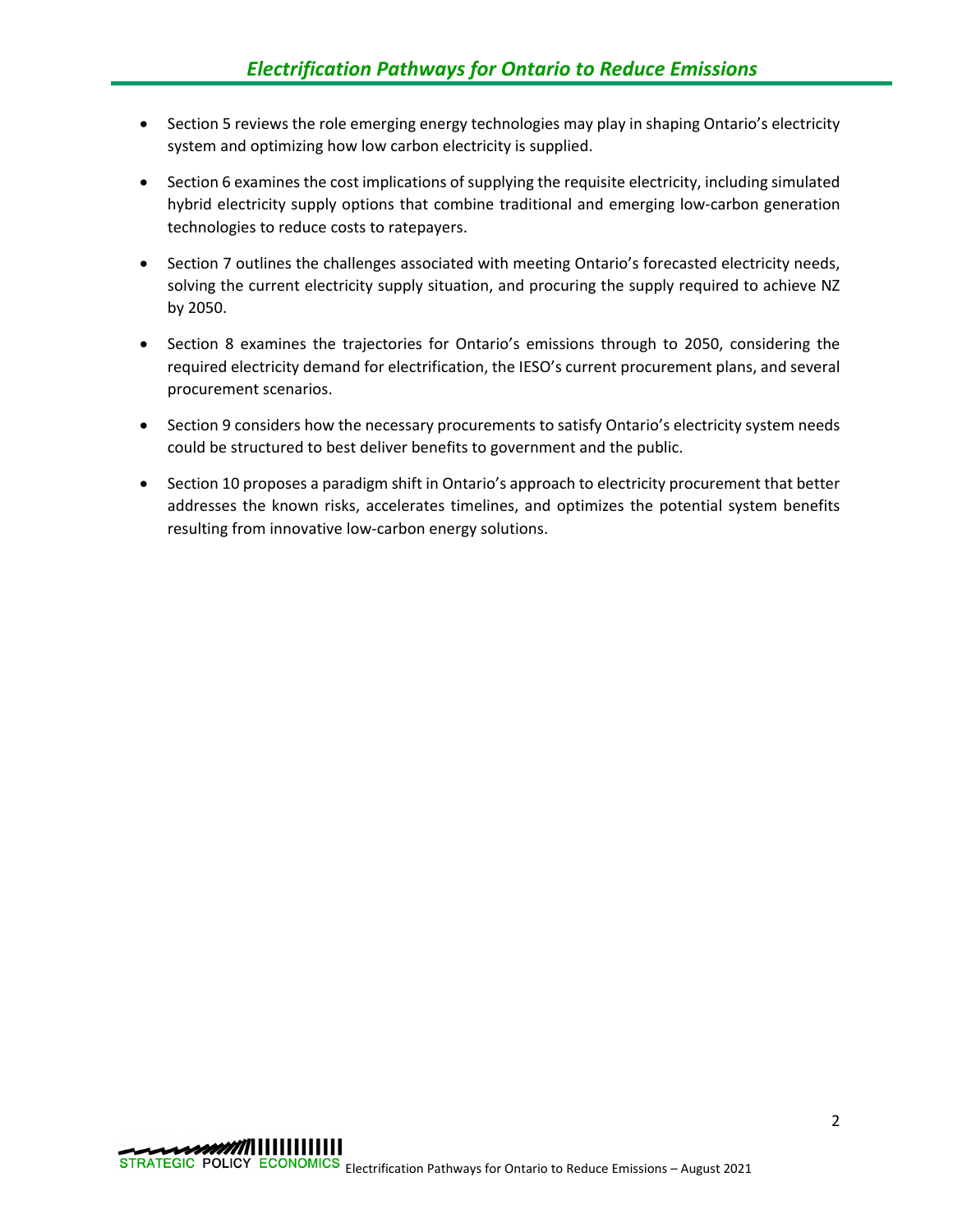- Section 5 reviews the role emerging energy technologies may play in shaping Ontario's electricity system and optimizing how low carbon electricity is supplied.
- Section 6 examines the cost implications of supplying the requisite electricity, including simulated hybrid electricity supply options that combine traditional and emerging low-carbon generation technologies to reduce costs to ratepayers.
- Section 7 outlines the challenges associated with meeting Ontario's forecasted electricity needs, solving the current electricity supply situation, and procuring the supply required to achieve NZ by 2050.
- Section 8 examines the trajectories for Ontario's emissions through to 2050, considering the required electricity demand for electrification, the IESO's current procurement plans, and several procurement scenarios.
- Section 9 considers how the necessary procurements to satisfy Ontario's electricity system needs could be structured to best deliver benefits to government and the public.
- Section 10 proposes a paradigm shift in Ontario's approach to electricity procurement that better addresses the known risks, accelerates timelines, and optimizes the potential system benefits resulting from innovative low-carbon energy solutions.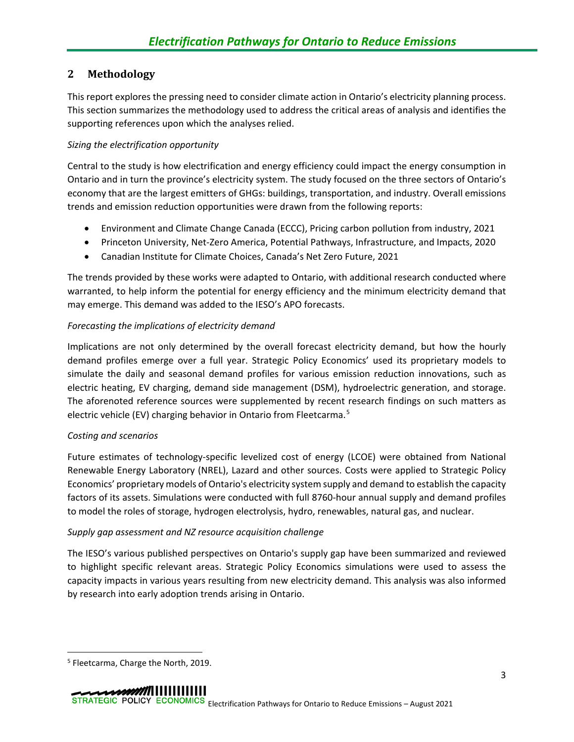## 2 Methodology

This report explores the pressing need to consider climate action in Ontario's electricity planning process. This section summarizes the methodology used to address the critical areas of analysis and identifies the supporting references upon which the analyses relied.

*Sizing the electrification opportunity*

Central to the study is how electrification and energy efficiency could impact the energy consumption in Ontario and in turn the province's electricity system. The study focused on the three sectors of Ontario's economy that are the largest emitters of GHGs: buildings, transportation, and industry. Overall emissions trends and emission reduction opportunities were drawn from the following reports:

- Environment and Climate Change Canada (ECCC), Pricing carbon pollution from industry, 2021
- Princeton University, Net-Zero America, Potential Pathways, Infrastructure, and Impacts, 2020
- Canadian Institute for Climate Choices, Canada's Net Zero Future, 2021

The trends provided by these works were adapted to Ontario, with additional research conducted where warranted, to help inform the potential for energy efficiency and the minimum electricity demand that may emerge. This demand was added to the IESO's APO forecasts.

*Forecasting the implications of electricity demand*

Implications are not only determined by the overall forecast electricity demand, but how the hourly demand profiles emerge over a full year. Strategic Policy Economics' used its proprietary models to simulate the daily and seasonal demand profiles for various emission reduction innovations, such as electric heating, EV charging, demand side management (DSM), hydroelectric generation, and storage. The aforenoted reference sources were supplemented by recent research findings on such matters as electric vehicle (EV) charging behavior in Ontario from Fleetcarma.[5]

*Costing and scenarios*

Future estimates of technology-specific levelized cost of energy (LCOE) were obtained from National Renewable Energy Laboratory (NREL), Lazard and other sources. Costs were applied to Strategic Policy Economics' proprietary models of Ontario's electricity system supply and demand to establish the capacity factors of its assets. Simulations were conducted with full 8760-hour annual supply and demand profiles to model the roles of storage, hydrogen electrolysis, hydro, renewables, natural gas, and nuclear.

*Supply gap assessment and NZ resource acquisition challenge*

The IESO's various published perspectives on Ontario's supply gap have been summarized and reviewed to highlight specific relevant areas. Strategic Policy Economics simulations were used to assess the capacity impacts in various years resulting from new electricity demand. This analysis was also informed by research into early adoption trends arising in Ontario.

[5] Fleetcarma, Charge the North, 2019.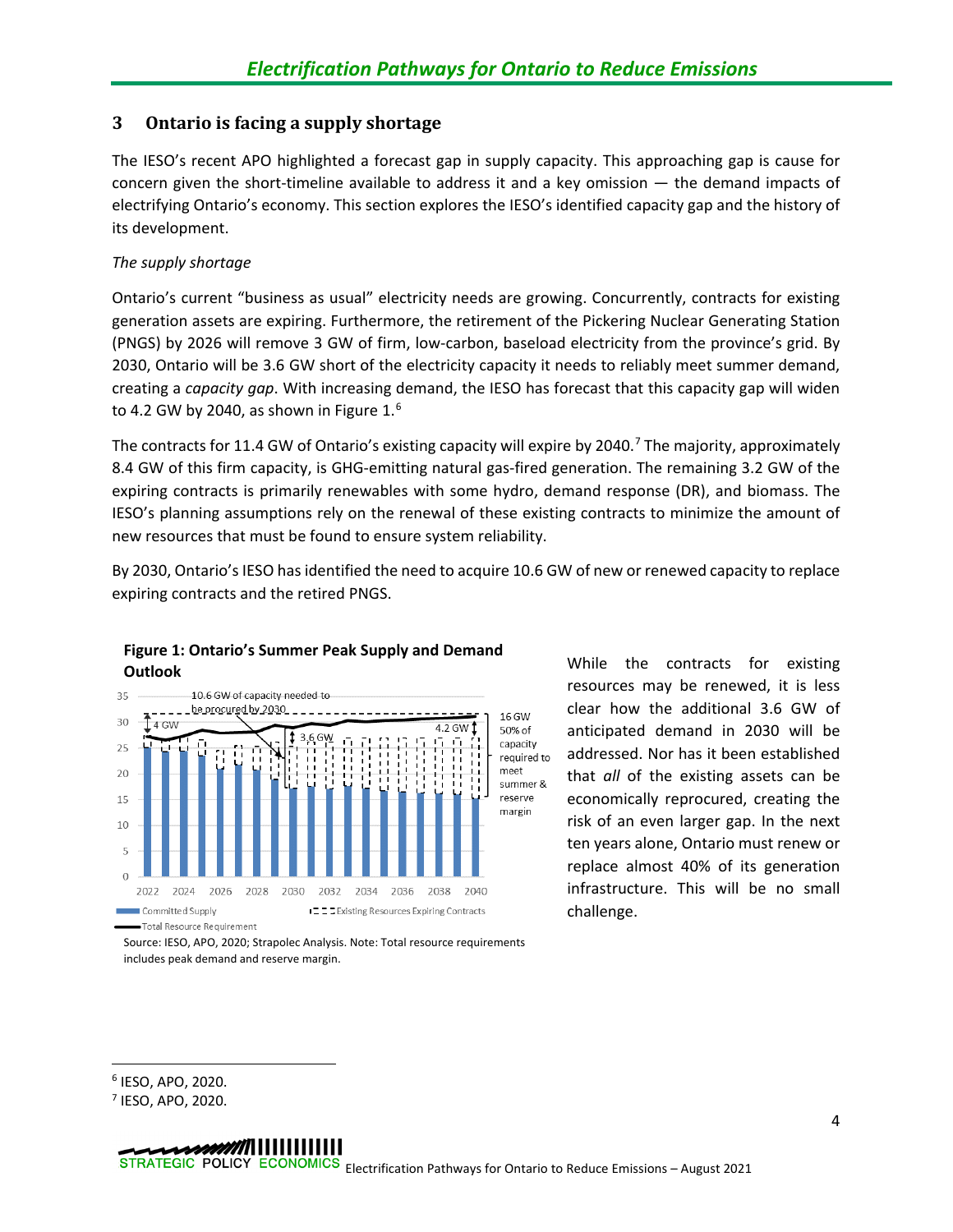## 3 Ontario is facing a supply shortage

The IESO's recent APO highlighted a forecast gap in supply capacity. This approaching gap is cause for concern given the short-timeline available to address it and a key omission — the demand impacts of electrifying Ontario's economy. This section explores the IESO's identified capacity gap and the history of its development.

*The supply shortage*

Ontario's current "business as usual" electricity needs are growing. Concurrently, contracts for existing generation assets are expiring. Furthermore, the retirement of the Pickering Nuclear Generating Station (PNGS) by 2026 will remove 3 GW of firm, low-carbon, baseload electricity from the province's grid. By 2030, Ontario will be 3.6 GW short of the electricity capacity it needs to reliably meet summer demand, creating a *capacity gap*. With increasing demand, the IESO has forecast that this capacity gap will widen to 4.2 GW by 2040, as shown in Figure 1.[6]

The contracts for 11.4 GW of Ontario's existing capacity will expire by 2040.[7] The majority, approximately 8.4 GW of this firm capacity, is GHG-emitting natural gas-fired generation. The remaining 3.2 GW of the expiring contracts is primarily renewables with some hydro, demand response (DR), and biomass. The IESO's planning assumptions rely on the renewal of these existing contracts to minimize the amount of new resources that must be found to ensure system reliability.

By 2030, Ontario's IESO has identified the need to acquire 10.6 GW of new or renewed capacity to replace expiring contracts and the retired PNGS.

**Figure 1: Ontario's Summer Peak Supply and Demand Outlook**

Source: IESO, APO, 2020; Strapolec Analysis. Note: Total resource requirements includes peak demand and reserve margin.

While the contracts for existing resources may be renewed, it is less clear how the additional 3.6 GW of anticipated demand in 2030 will be addressed. Nor has it been established that *all* of the existing assets can be economically reprocured, creating the risk of an even larger gap. In the next ten years alone, Ontario must renew or replace almost 40% of its generation infrastructure. This will be no small challenge.

[6] IESO, APO, 2020.

[7] IESO, APO, 2020.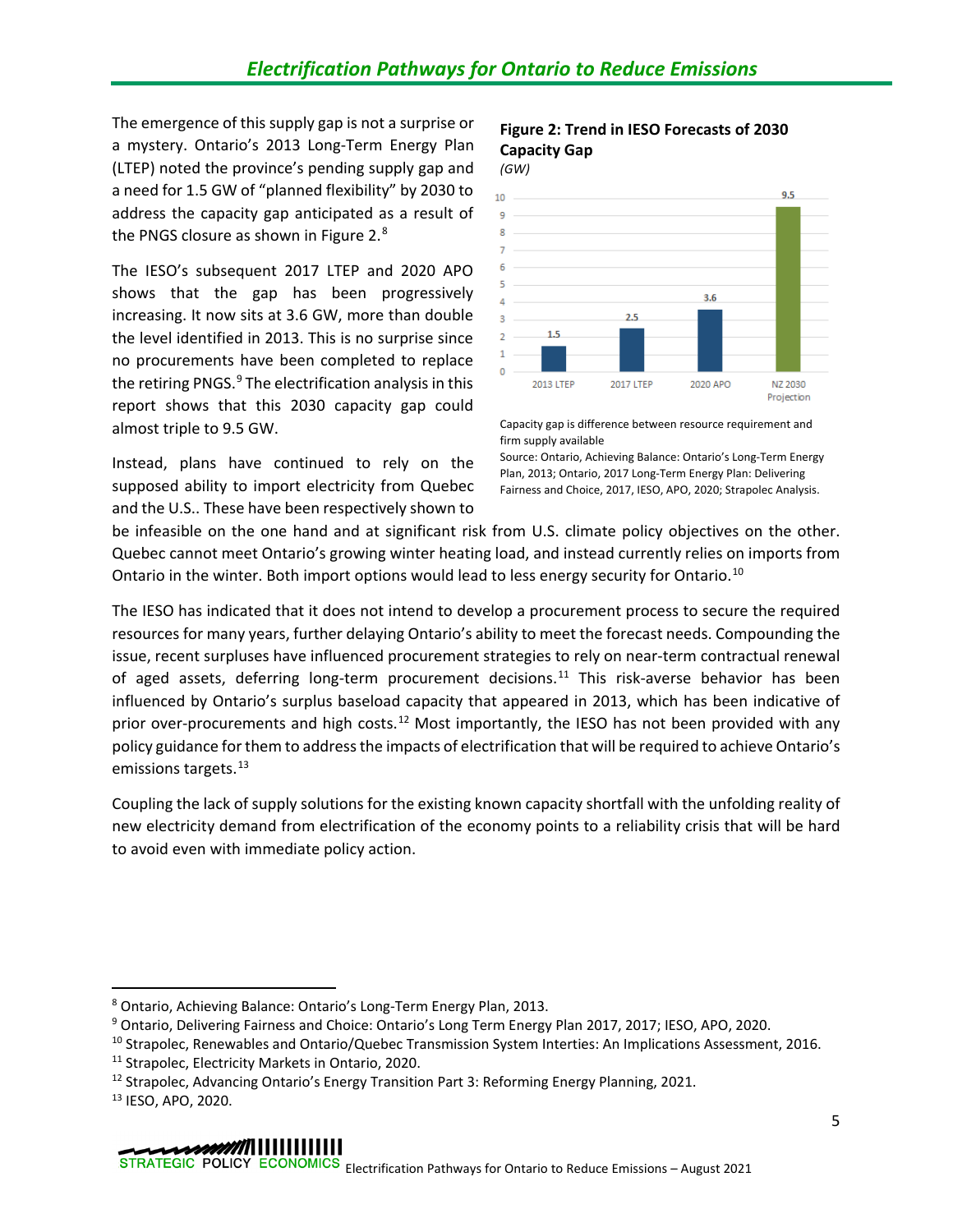The emergence of this supply gap is not a surprise or a mystery. Ontario's 2013 Long-Term Energy Plan (LTEP) noted the province's pending supply gap and a need for 1.5 GW of "planned flexibility" by 2030 to address the capacity gap anticipated as a result of the PNGS closure as shown in Figure 2.[8]

The IESO's subsequent 2017 LTEP and 2020 APO shows that the gap has been progressively increasing. It now sits at 3.6 GW, more than double the level identified in 2013. This is no surprise since no procurements have been completed to replace the retiring PNGS.[9] The electrification analysis in this report shows that this 2030 capacity gap could almost triple to 9.5 GW.

**Figure 2: Trend in IESO Forecasts of 2030 Capacity Gap**

*(GW)*

| | 2013 LTEP | 2017 LTEP | 2020 APO | NZ 2030 Projection |
|---|---|---|---|---|
| Capacity Gap (GW) | 1.5 | 2.5 | 3.6 | 9.5 |

Capacity gap is difference between resource requirement and firm supply available

Source: Ontario, Achieving Balance: Ontario's Long-Term Energy Plan, 2013; Ontario, 2017 Long-Term Energy Plan: Delivering Fairness and Choice, 2017, IESO, APO, 2020; Strapolec Analysis.

Instead, plans have continued to rely on the supposed ability to import electricity from Quebec and the U.S.. These have been respectively shown to be infeasible on the one hand and at significant risk from U.S. climate policy objectives on the other. Quebec cannot meet Ontario's growing winter heating load, and instead currently relies on imports from Ontario in the winter. Both import options would lead to less energy security for Ontario.[10]

The IESO has indicated that it does not intend to develop a procurement process to secure the required resources for many years, further delaying Ontario's ability to meet the forecast needs. Compounding the issue, recent surpluses have influenced procurement strategies to rely on near-term contractual renewal of aged assets, deferring long-term procurement decisions.[11] This risk-averse behavior has been influenced by Ontario's surplus baseload capacity that appeared in 2013, which has been indicative of prior over-procurements and high costs.[12] Most importantly, the IESO has not been provided with any policy guidance for them to address the impacts of electrification that will be required to achieve Ontario's emissions targets.[13]

Coupling the lack of supply solutions for the existing known capacity shortfall with the unfolding reality of new electricity demand from electrification of the economy points to a reliability crisis that will be hard to avoid even with immediate policy action.

---

[8] Ontario, Achieving Balance: Ontario's Long-Term Energy Plan, 2013.

[9] Ontario, Delivering Fairness and Choice: Ontario's Long Term Energy Plan 2017, 2017; IESO, APO, 2020.

[10] Strapolec, Renewables and Ontario/Quebec Transmission System Interties: An Implications Assessment, 2016.

[11] Strapolec, Electricity Markets in Ontario, 2020.

[12] Strapolec, Advancing Ontario's Energy Transition Part 3: Reforming Energy Planning, 2021.

[13] IESO, APO, 2020.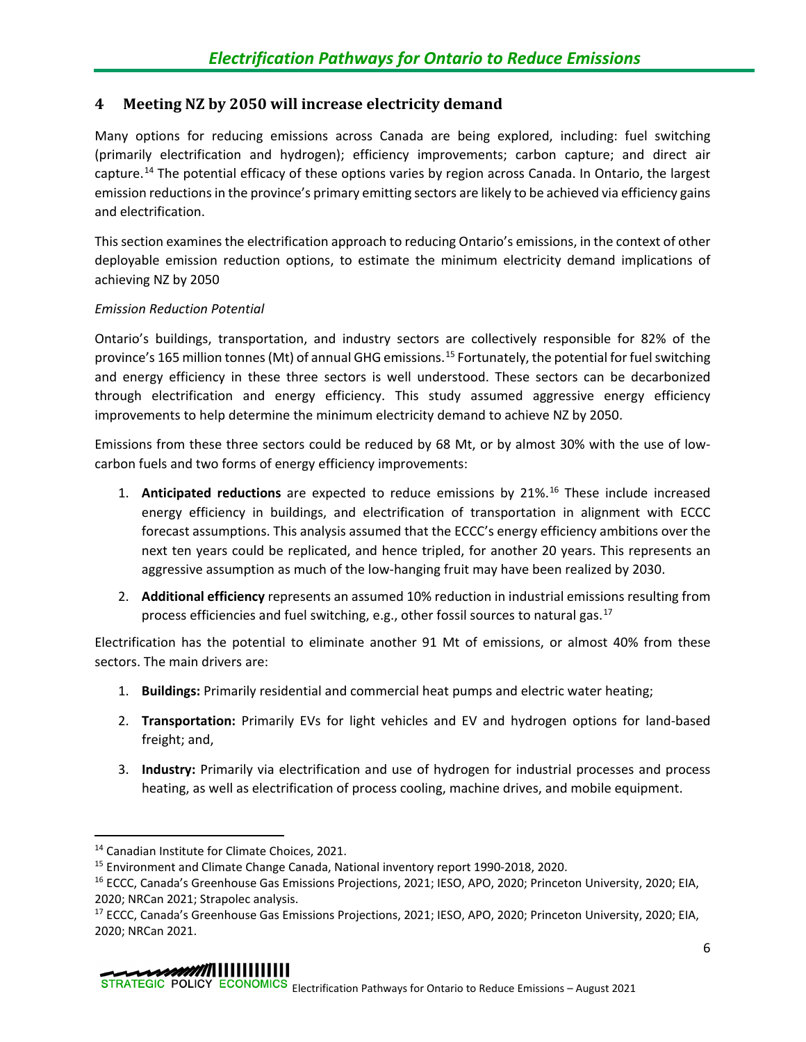## 4 Meeting NZ by 2050 will increase electricity demand

Many options for reducing emissions across Canada are being explored, including: fuel switching (primarily electrification and hydrogen); efficiency improvements; carbon capture; and direct air capture.[14] The potential efficacy of these options varies by region across Canada. In Ontario, the largest emission reductions in the province's primary emitting sectors are likely to be achieved via efficiency gains and electrification.

This section examines the electrification approach to reducing Ontario's emissions, in the context of other deployable emission reduction options, to estimate the minimum electricity demand implications of achieving NZ by 2050

*Emission Reduction Potential*

Ontario's buildings, transportation, and industry sectors are collectively responsible for 82% of the province's 165 million tonnes (Mt) of annual GHG emissions.[15] Fortunately, the potential for fuel switching and energy efficiency in these three sectors is well understood. These sectors can be decarbonized through electrification and energy efficiency. This study assumed aggressive energy efficiency improvements to help determine the minimum electricity demand to achieve NZ by 2050.

Emissions from these three sectors could be reduced by 68 Mt, or by almost 30% with the use of low-carbon fuels and two forms of energy efficiency improvements:

1. **Anticipated reductions** are expected to reduce emissions by 21%.[16] These include increased energy efficiency in buildings, and electrification of transportation in alignment with ECCC forecast assumptions. This analysis assumed that the ECCC's energy efficiency ambitions over the next ten years could be replicated, and hence tripled, for another 20 years. This represents an aggressive assumption as much of the low-hanging fruit may have been realized by 2030.
2. **Additional efficiency** represents an assumed 10% reduction in industrial emissions resulting from process efficiencies and fuel switching, e.g., other fossil sources to natural gas.[17]

Electrification has the potential to eliminate another 91 Mt of emissions, or almost 40% from these sectors. The main drivers are:

1. **Buildings:** Primarily residential and commercial heat pumps and electric water heating;
2. **Transportation:** Primarily EVs for light vehicles and EV and hydrogen options for land-based freight; and,
3. **Industry:** Primarily via electrification and use of hydrogen for industrial processes and process heating, as well as electrification of process cooling, machine drives, and mobile equipment.

---

[14] Canadian Institute for Climate Choices, 2021.

[15] Environment and Climate Change Canada, National inventory report 1990-2018, 2020.

[16] ECCC, Canada's Greenhouse Gas Emissions Projections, 2021; IESO, APO, 2020; Princeton University, 2020; EIA, 2020; NRCan 2021; Strapolec analysis.

[17] ECCC, Canada's Greenhouse Gas Emissions Projections, 2021; IESO, APO, 2020; Princeton University, 2020; EIA, 2020; NRCan 2021.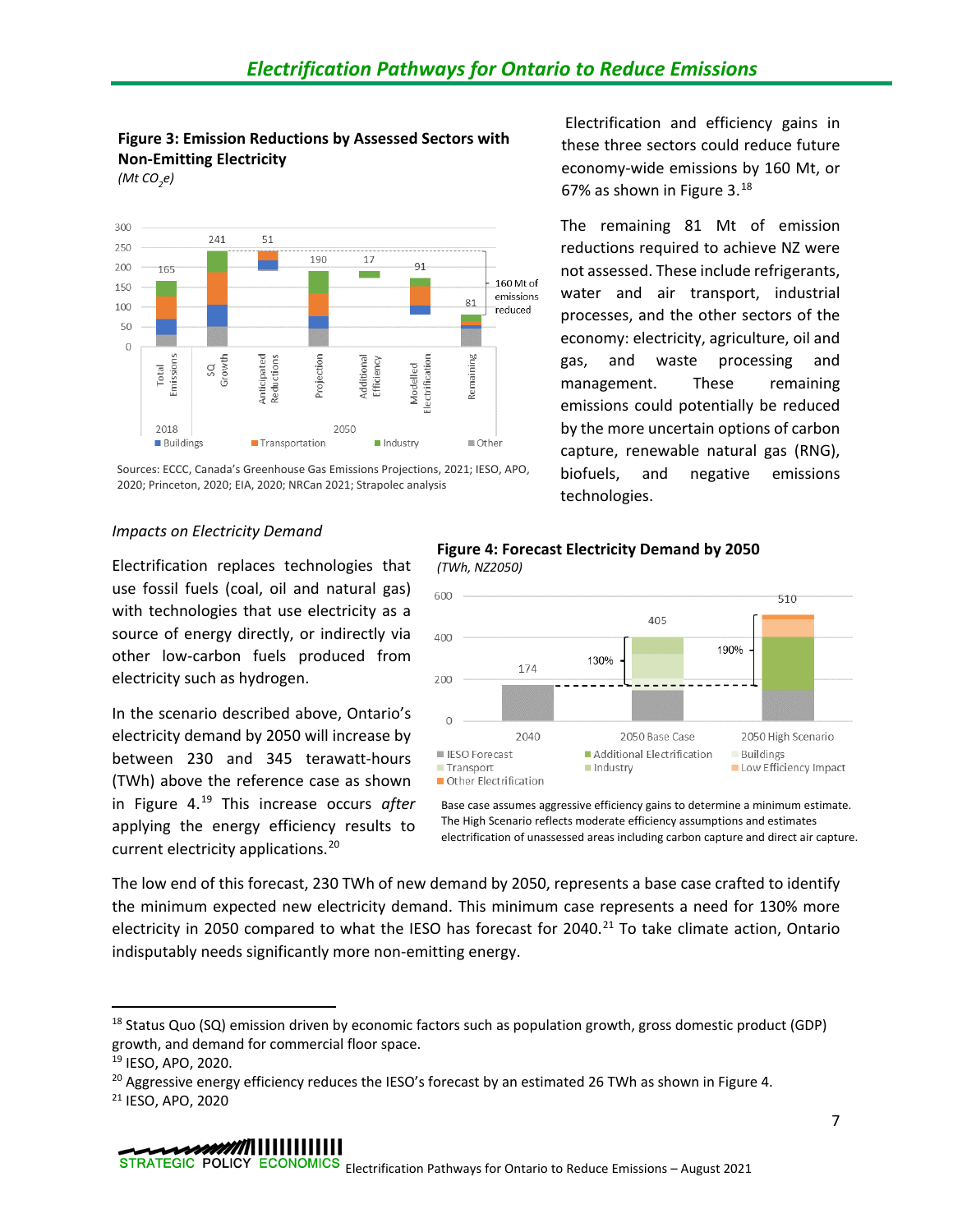**Figure 3: Emission Reductions by Assessed Sectors with Non-Emitting Electricity**
*(Mt $CO_2e$)*

Sources: ECCC, Canada's Greenhouse Gas Emissions Projections, 2021; IESO, APO, 2020; Princeton, 2020; EIA, 2020; NRCan 2021; Strapolec analysis

Electrification and efficiency gains in these three sectors could reduce future economy-wide emissions by 160 Mt, or 67% as shown in Figure 3.[18]

The remaining 81 Mt of emission reductions required to achieve NZ were not assessed. These include refrigerants, water and air transport, industrial processes, and the other sectors of the economy: electricity, agriculture, oil and gas, and waste processing and management. These remaining emissions could potentially be reduced by the more uncertain options of carbon capture, renewable natural gas (RNG), biofuels, and negative emissions technologies.

*Impacts on Electricity Demand*

Electrification replaces technologies that use fossil fuels (coal, oil and natural gas) with technologies that use electricity as a source of energy directly, or indirectly via other low-carbon fuels produced from electricity such as hydrogen.

In the scenario described above, Ontario's electricity demand by 2050 will increase by between 230 and 345 terawatt-hours (TWh) above the reference case as shown in Figure 4.[19] This increase occurs *after* applying the energy efficiency results to current electricity applications.[20]

**Figure 4: Forecast Electricity Demand by 2050**
*(TWh, NZ2050)*

Base case assumes aggressive efficiency gains to determine a minimum estimate. The High Scenario reflects moderate efficiency assumptions and estimates electrification of unassessed areas including carbon capture and direct air capture.

The low end of this forecast, 230 TWh of new demand by 2050, represents a base case crafted to identify the minimum expected new electricity demand. This minimum case represents a need for 130% more electricity in 2050 compared to what the IESO has forecast for 2040.[21] To take climate action, Ontario indisputably needs significantly more non-emitting energy.

---

[18] Status Quo (SQ) emission driven by economic factors such as population growth, gross domestic product (GDP) growth, and demand for commercial floor space.

[19] IESO, APO, 2020.

[20] Aggressive energy efficiency reduces the IESO's forecast by an estimated 26 TWh as shown in Figure 4.

[21] IESO, APO, 2020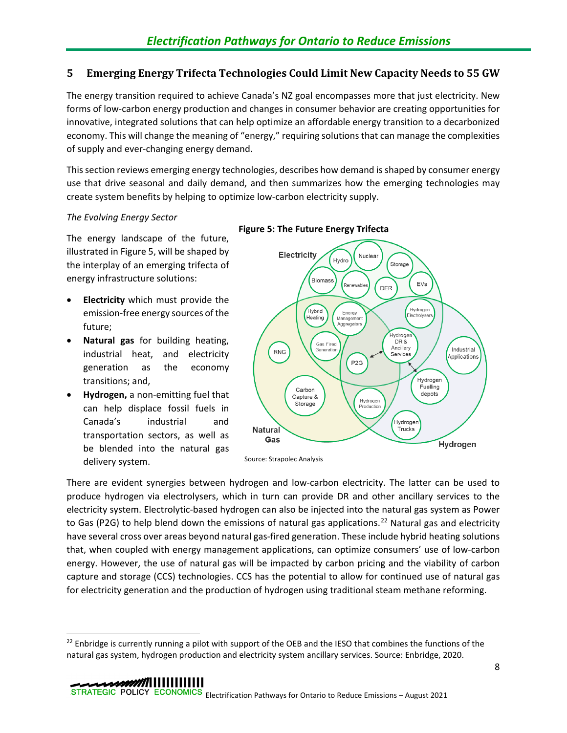## 5 Emerging Energy Trifecta Technologies Could Limit New Capacity Needs to 55 GW

The energy transition required to achieve Canada's NZ goal encompasses more that just electricity. New forms of low-carbon energy production and changes in consumer behavior are creating opportunities for innovative, integrated solutions that can help optimize an affordable energy transition to a decarbonized economy. This will change the meaning of "energy," requiring solutions that can manage the complexities of supply and ever-changing energy demand.

This section reviews emerging energy technologies, describes how demand is shaped by consumer energy use that drive seasonal and daily demand, and then summarizes how the emerging technologies may create system benefits by helping to optimize low-carbon electricity supply.

*The Evolving Energy Sector*

The energy landscape of the future, illustrated in Figure 5, will be shaped by the interplay of an emerging trifecta of energy infrastructure solutions:

- **Electricity** which must provide the emission-free energy sources of the future;
- **Natural gas** for building heating, industrial heat, and electricity generation as the economy transitions; and,
- **Hydrogen,** a non-emitting fuel that can help displace fossil fuels in Canada's industrial and transportation sectors, as well as be blended into the natural gas delivery system.

**Figure 5: The Future Energy Trifecta**

Source: Strapolec Analysis

There are evident synergies between hydrogen and low-carbon electricity. The latter can be used to produce hydrogen via electrolysers, which in turn can provide DR and other ancillary services to the electricity system. Electrolytic-based hydrogen can also be injected into the natural gas system as Power to Gas (P2G) to help blend down the emissions of natural gas applications.[22] Natural gas and electricity have several cross over areas beyond natural gas-fired generation. These include hybrid heating solutions that, when coupled with energy management applications, can optimize consumers' use of low-carbon energy. However, the use of natural gas will be impacted by carbon pricing and the viability of carbon capture and storage (CCS) technologies. CCS has the potential to allow for continued use of natural gas for electricity generation and the production of hydrogen using traditional steam methane reforming.

[22] Enbridge is currently running a pilot with support of the OEB and the IESO that combines the functions of the natural gas system, hydrogen production and electricity system ancillary services. Source: Enbridge, 2020.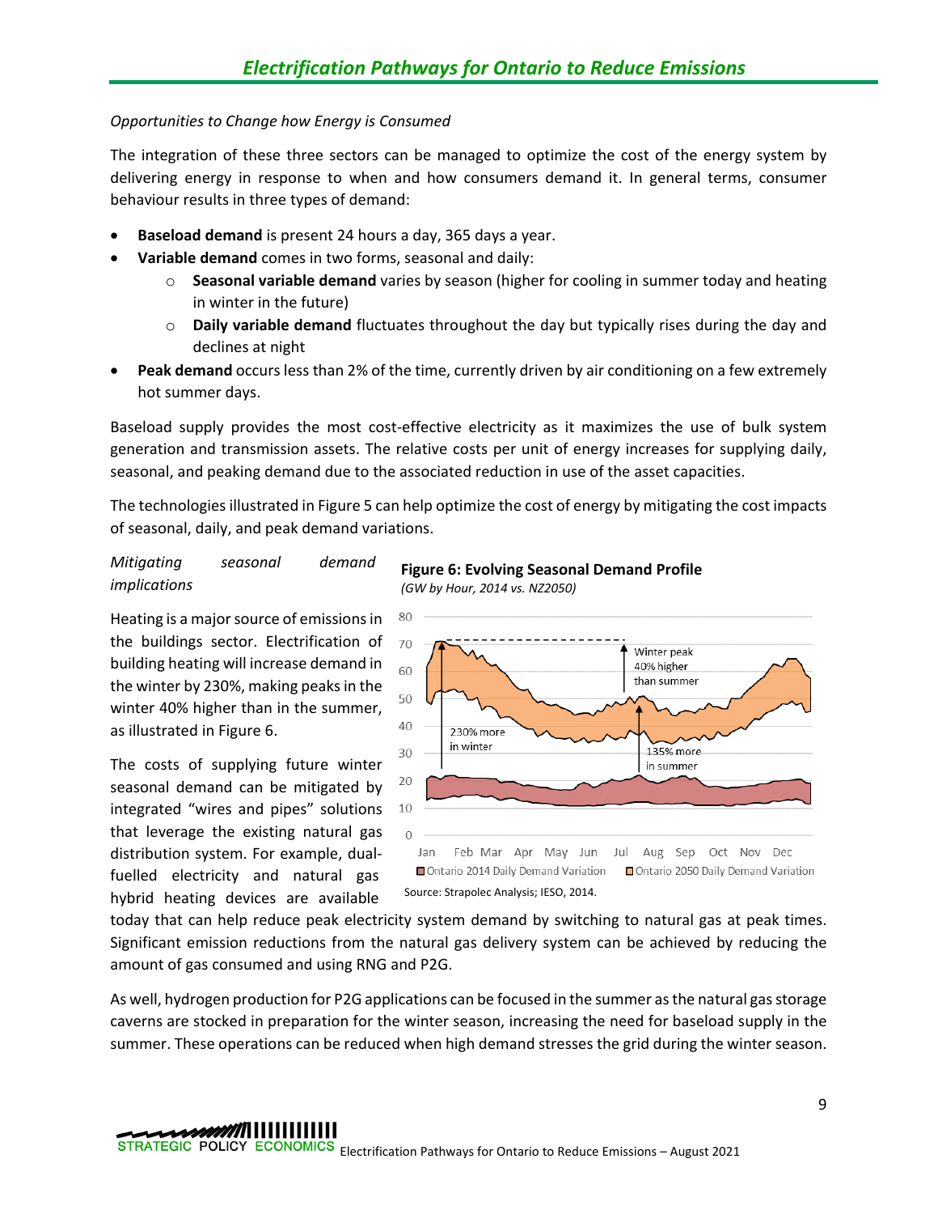*Opportunities to Change how Energy is Consumed*

The integration of these three sectors can be managed to optimize the cost of the energy system by delivering energy in response to when and how consumers demand it. In general terms, consumer behaviour results in three types of demand:

- **Baseload demand** is present 24 hours a day, 365 days a year.
- **Variable demand** comes in two forms, seasonal and daily:
  - **Seasonal variable demand** varies by season (higher for cooling in summer today and heating in winter in the future)
  - **Daily variable demand** fluctuates throughout the day but typically rises during the day and declines at night
- **Peak demand** occurs less than 2% of the time, currently driven by air conditioning on a few extremely hot summer days.

Baseload supply provides the most cost-effective electricity as it maximizes the use of bulk system generation and transmission assets. The relative costs per unit of energy increases for supplying daily, seasonal, and peaking demand due to the associated reduction in use of the asset capacities.

The technologies illustrated in Figure 5 can help optimize the cost of energy by mitigating the cost impacts of seasonal, daily, and peak demand variations.

*Mitigating seasonal demand implications*

Heating is a major source of emissions in the buildings sector. Electrification of building heating will increase demand in the winter by 230%, making peaks in the winter 40% higher than in the summer, as illustrated in Figure 6.

**Figure 6: Evolving Seasonal Demand Profile**
*(GW by Hour, 2014 vs. NZ2050)*

Source: Strapolec Analysis; IESO, 2014.

The costs of supplying future winter seasonal demand can be mitigated by integrated "wires and pipes" solutions that leverage the existing natural gas distribution system. For example, dual-fuelled electricity and natural gas hybrid heating devices are available today that can help reduce peak electricity system demand by switching to natural gas at peak times. Significant emission reductions from the natural gas delivery system can be achieved by reducing the amount of gas consumed and using RNG and P2G.

As well, hydrogen production for P2G applications can be focused in the summer as the natural gas storage caverns are stocked in preparation for the winter season, increasing the need for baseload supply in the summer. These operations can be reduced when high demand stresses the grid during the winter season.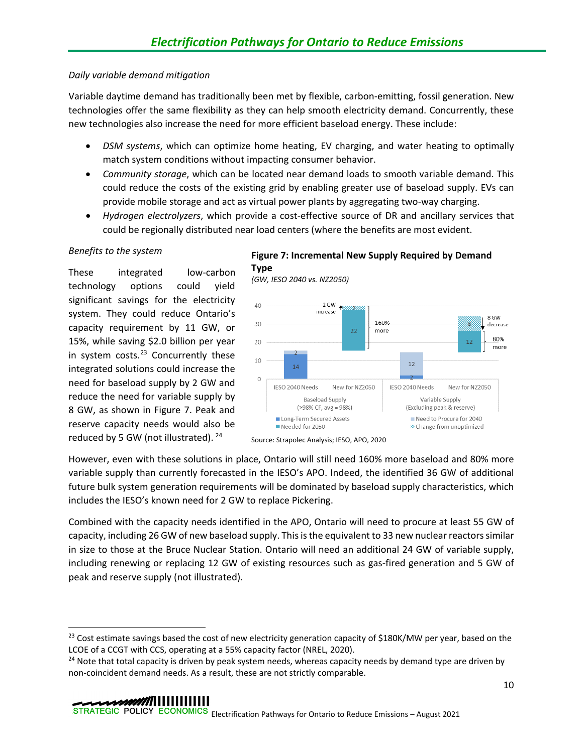*Daily variable demand mitigation*

Variable daytime demand has traditionally been met by flexible, carbon-emitting, fossil generation. New technologies offer the same flexibility as they can help smooth electricity demand. Concurrently, these new technologies also increase the need for more efficient baseload energy. These include:

- *DSM systems*, which can optimize home heating, EV charging, and water heating to optimally match system conditions without impacting consumer behavior.
- *Community storage*, which can be located near demand loads to smooth variable demand. This could reduce the costs of the existing grid by enabling greater use of baseload supply. EVs can provide mobile storage and act as virtual power plants by aggregating two-way charging.
- *Hydrogen electrolyzers*, which provide a cost-effective source of DR and ancillary services that could be regionally distributed near load centers (where the benefits are most evident.

*Benefits to the system*

These integrated low-carbon technology options could yield significant savings for the electricity system. They could reduce Ontario's capacity requirement by 11 GW, or 15%, while saving $2.0 billion per year in system costs.[23] Concurrently these integrated solutions could increase the need for baseload supply by 2 GW and reduce the need for variable supply by 8 GW, as shown in Figure 7. Peak and reserve capacity needs would also be reduced by 5 GW (not illustrated).[24]

**Figure 7: Incremental New Supply Required by Demand Type**

*(GW, IESO 2040 vs. NZ2050)*

| | Baseload Supply (>98% CF, avg = 98%) | | Variable Supply (Excluding peak & reserve) | |
|---|---|---|---|---|
| | IESO 2040 Needs | New for NZ2050 | IESO 2040 Needs | New for NZ2050 |
| Long-Term Secured Assets | 14 | | 2 | |
| Need to Procure for 2040 | 2 | | 12 | |
| Needed for 2050 | | 22 | | 12 |
| Change from unoptimized | | 2 (2 GW increase) | | 8 (8 GW decrease) |
| Change vs. IESO 2040 | | 160% more | | 80% more |

Source: Strapolec Analysis; IESO, APO, 2020

However, even with these solutions in place, Ontario will still need 160% more baseload and 80% more variable supply than currently forecasted in the IESO's APO. Indeed, the identified 36 GW of additional future bulk system generation requirements will be dominated by baseload supply characteristics, which includes the IESO's known need for 2 GW to replace Pickering.

Combined with the capacity needs identified in the APO, Ontario will need to procure at least 55 GW of capacity, including 26 GW of new baseload supply. This is the equivalent to 33 new nuclear reactors similar in size to those at the Bruce Nuclear Station. Ontario will need an additional 24 GW of variable supply, including renewing or replacing 12 GW of existing resources such as gas-fired generation and 5 GW of peak and reserve supply (not illustrated).

---

[23] Cost estimate savings based the cost of new electricity generation capacity of $180K/MW per year, based on the LCOE of a CCGT with CCS, operating at a 55% capacity factor (NREL, 2020).

[24] Note that total capacity is driven by peak system needs, whereas capacity needs by demand type are driven by non-coincident demand needs. As a result, these are not strictly comparable.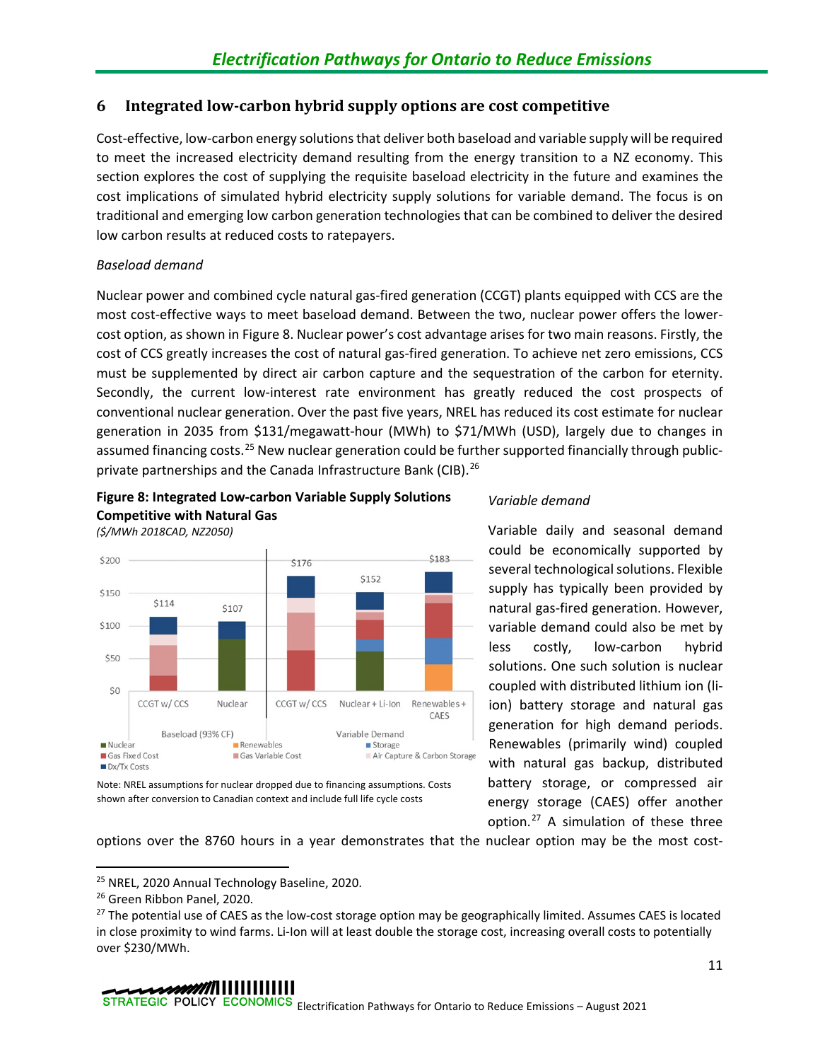## 6 Integrated low-carbon hybrid supply options are cost competitive

Cost-effective, low-carbon energy solutions that deliver both baseload and variable supply will be required to meet the increased electricity demand resulting from the energy transition to a NZ economy. This section explores the cost of supplying the requisite baseload electricity in the future and examines the cost implications of simulated hybrid electricity supply solutions for variable demand. The focus is on traditional and emerging low carbon generation technologies that can be combined to deliver the desired low carbon results at reduced costs to ratepayers.

*Baseload demand*

Nuclear power and combined cycle natural gas-fired generation (CCGT) plants equipped with CCS are the most cost-effective ways to meet baseload demand. Between the two, nuclear power offers the lower-cost option, as shown in Figure 8. Nuclear power's cost advantage arises for two main reasons. Firstly, the cost of CCS greatly increases the cost of natural gas-fired generation. To achieve net zero emissions, CCS must be supplemented by direct air carbon capture and the sequestration of the carbon for eternity. Secondly, the current low-interest rate environment has greatly reduced the cost prospects of conventional nuclear generation. Over the past five years, NREL has reduced its cost estimate for nuclear generation in 2035 from $131/megawatt-hour (MWh) to $71/MWh (USD), largely due to changes in assumed financing costs.[25] New nuclear generation could be further supported financially through public-private partnerships and the Canada Infrastructure Bank (CIB).[26]

**Figure 8: Integrated Low-carbon Variable Supply Solutions Competitive with Natural Gas**

*($/MWh 2018CAD, NZ2050)*

| | Baseload (93% CF) | | Variable Demand | | |
|---|---|---|---|---|---|
| | CCGT w/ CCS | Nuclear | CCGT w/ CCS | Nuclear + Li-Ion | Renewables + CAES |
| Total | $114 | $107 | $176 | $152 | $183 |

Legend: Nuclear; Renewables; Storage; Gas Fixed Cost; Gas Variable Cost; Air Capture & Carbon Storage; Dx/Tx Costs

Note: NREL assumptions for nuclear dropped due to financing assumptions. Costs shown after conversion to Canadian context and include full life cycle costs

*Variable demand*

Variable daily and seasonal demand could be economically supported by several technological solutions. Flexible supply has typically been provided by natural gas-fired generation. However, variable demand could also be met by less costly, low-carbon hybrid solutions. One such solution is nuclear coupled with distributed lithium ion (li-ion) battery storage and natural gas generation for high demand periods. Renewables (primarily wind) coupled with natural gas backup, distributed battery storage, or compressed air energy storage (CAES) offer another option.[27] A simulation of these three options over the 8760 hours in a year demonstrates that the nuclear option may be the most cost-

---

[25] NREL, 2020 Annual Technology Baseline, 2020.

[26] Green Ribbon Panel, 2020.

[27] The potential use of CAES as the low-cost storage option may be geographically limited. Assumes CAES is located in close proximity to wind farms. Li-Ion will at least double the storage cost, increasing overall costs to potentially over $230/MWh.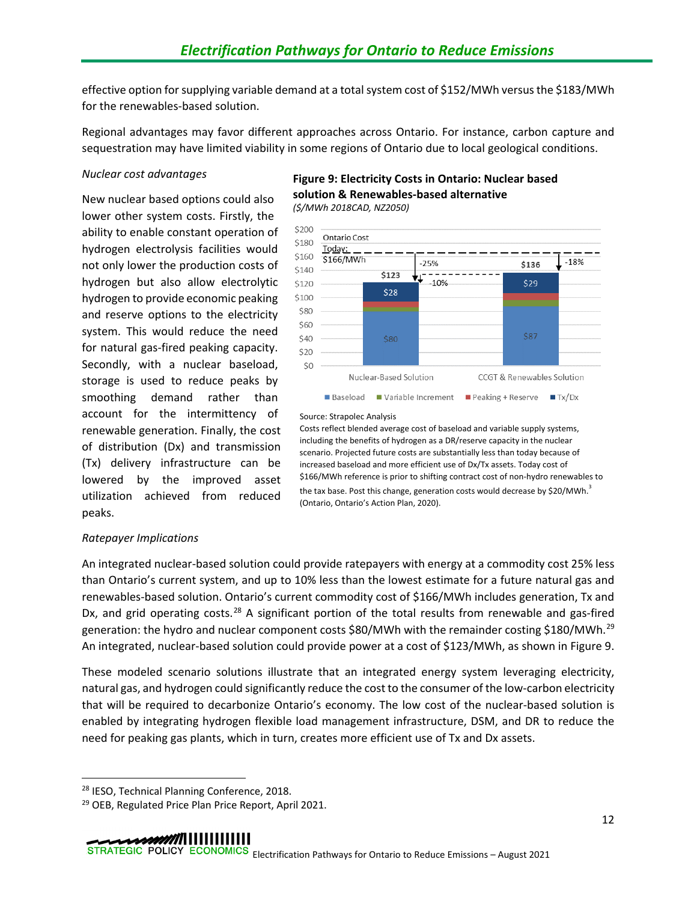effective option for supplying variable demand at a total system cost of $152/MWh versus the $183/MWh for the renewables-based solution.

Regional advantages may favor different approaches across Ontario. For instance, carbon capture and sequestration may have limited viability in some regions of Ontario due to local geological conditions.

*Nuclear cost advantages*

New nuclear based options could also lower other system costs. Firstly, the ability to enable constant operation of hydrogen electrolysis facilities would not only lower the production costs of hydrogen but also allow electrolytic hydrogen to provide economic peaking and reserve options to the electricity system. This would reduce the need for natural gas-fired peaking capacity. Secondly, with a nuclear baseload, storage is used to reduce peaks by smoothing demand rather than account for the intermittency of renewable generation. Finally, the cost of distribution (Dx) and transmission (Tx) delivery infrastructure can be lowered by the improved asset utilization achieved from reduced peaks.

**Figure 9: Electricity Costs in Ontario: Nuclear based solution & Renewables-based alternative**
*($/MWh 2018CAD, NZ2050)*

| | Baseload | Tx/Dx | Total |
|---|---|---|---|
| Nuclear-Based Solution | $80 | $28 | $123 |
| CCGT & Renewables Solution | $87 | $29 | $136 |

Ontario Cost Today: $166/MWh. Nuclear-Based Solution: -25% vs. today, -10% vs. CCGT & Renewables Solution. CCGT & Renewables Solution: -18% vs. today.

Legend: Baseload, Variable Increment, Peaking + Reserve, Tx/Dx

Source: Strapolec Analysis
Costs reflect blended average cost of baseload and variable supply systems, including the benefits of hydrogen as a DR/reserve capacity in the nuclear scenario. Projected future costs are substantially less than today because of increased baseload and more efficient use of Dx/Tx assets. Today cost of $166/MWh reference is prior to shifting contract cost of non-hydro renewables to the tax base. Post this change, generation costs would decrease by $20/MWh.[3] (Ontario, Ontario's Action Plan, 2020).

*Ratepayer Implications*

An integrated nuclear-based solution could provide ratepayers with energy at a commodity cost 25% less than Ontario's current system, and up to 10% less than the lowest estimate for a future natural gas and renewables-based solution. Ontario's current commodity cost of $166/MWh includes generation, Tx and Dx, and grid operating costs.[28] A significant portion of the total results from renewable and gas-fired generation: the hydro and nuclear component costs $80/MWh with the remainder costing $180/MWh.[29] An integrated, nuclear-based solution could provide power at a cost of $123/MWh, as shown in Figure 9.

These modeled scenario solutions illustrate that an integrated energy system leveraging electricity, natural gas, and hydrogen could significantly reduce the cost to the consumer of the low-carbon electricity that will be required to decarbonize Ontario's economy. The low cost of the nuclear-based solution is enabled by integrating hydrogen flexible load management infrastructure, DSM, and DR to reduce the need for peaking gas plants, which in turn, creates more efficient use of Tx and Dx assets.

[28] IESO, Technical Planning Conference, 2018.
[29] OEB, Regulated Price Plan Price Report, April 2021.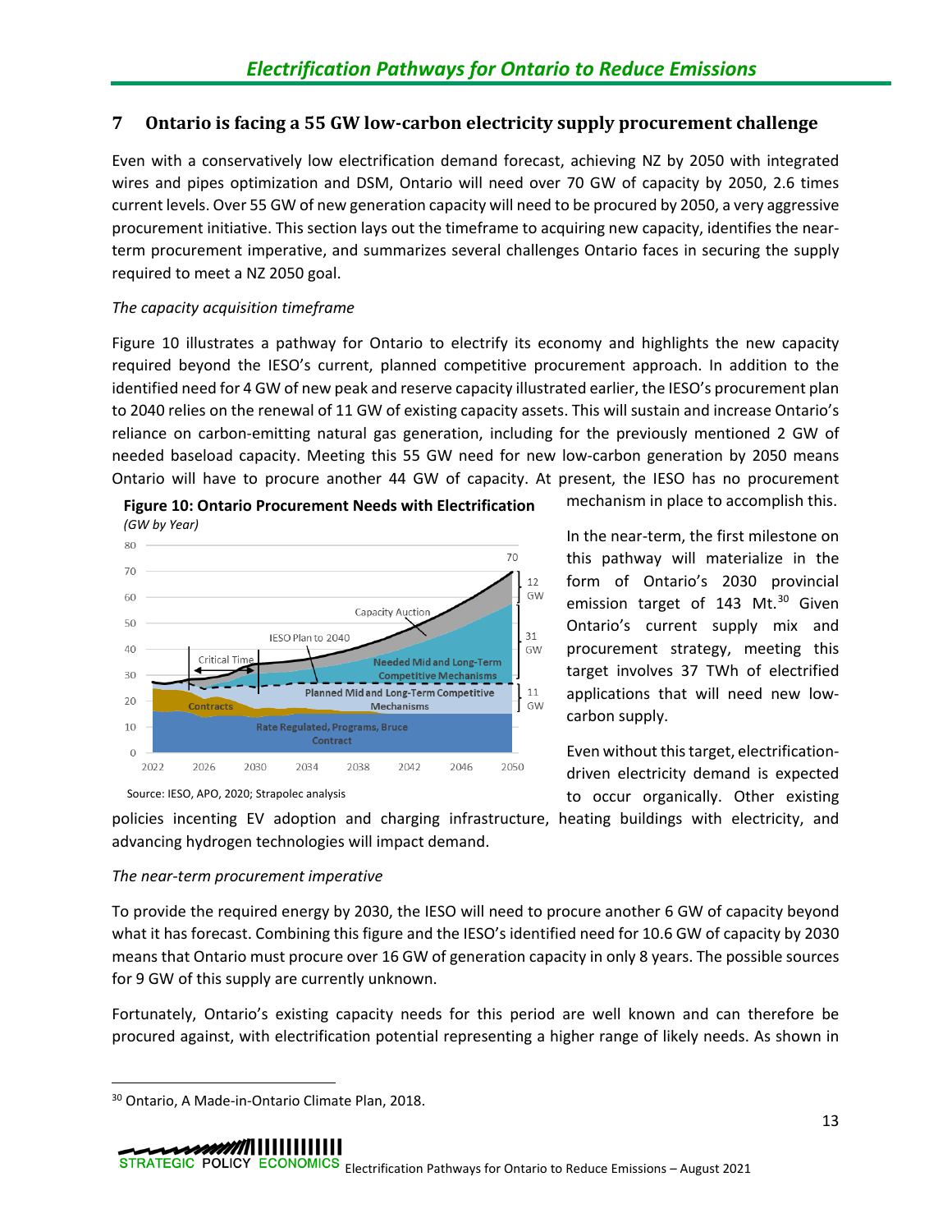## 7 Ontario is facing a 55 GW low-carbon electricity supply procurement challenge

Even with a conservatively low electrification demand forecast, achieving NZ by 2050 with integrated wires and pipes optimization and DSM, Ontario will need over 70 GW of capacity by 2050, 2.6 times current levels. Over 55 GW of new generation capacity will need to be procured by 2050, a very aggressive procurement initiative. This section lays out the timeframe to acquiring new capacity, identifies the near-term procurement imperative, and summarizes several challenges Ontario faces in securing the supply required to meet a NZ 2050 goal.

*The capacity acquisition timeframe*

Figure 10 illustrates a pathway for Ontario to electrify its economy and highlights the new capacity required beyond the IESO's current, planned competitive procurement approach. In addition to the identified need for 4 GW of new peak and reserve capacity illustrated earlier, the IESO's procurement plan to 2040 relies on the renewal of 11 GW of existing capacity assets. This will sustain and increase Ontario's reliance on carbon-emitting natural gas generation, including for the previously mentioned 2 GW of needed baseload capacity. Meeting this 55 GW need for new low-carbon generation by 2050 means Ontario will have to procure another 44 GW of capacity. At present, the IESO has no procurement mechanism in place to accomplish this.

**Figure 10: Ontario Procurement Needs with Electrification**
*(GW by Year)*

Source: IESO, APO, 2020; Strapolec analysis

In the near-term, the first milestone on this pathway will materialize in the form of Ontario's 2030 provincial emission target of 143 Mt.[30] Given Ontario's current supply mix and procurement strategy, meeting this target involves 37 TWh of electrified applications that will need new low-carbon supply.

Even without this target, electrification-driven electricity demand is expected to occur organically. Other existing policies incenting EV adoption and charging infrastructure, heating buildings with electricity, and advancing hydrogen technologies will impact demand.

*The near-term procurement imperative*

To provide the required energy by 2030, the IESO will need to procure another 6 GW of capacity beyond what it has forecast. Combining this figure and the IESO's identified need for 10.6 GW of capacity by 2030 means that Ontario must procure over 16 GW of generation capacity in only 8 years. The possible sources for 9 GW of this supply are currently unknown.

Fortunately, Ontario's existing capacity needs for this period are well known and can therefore be procured against, with electrification potential representing a higher range of likely needs. As shown in

[30] Ontario, A Made-in-Ontario Climate Plan, 2018.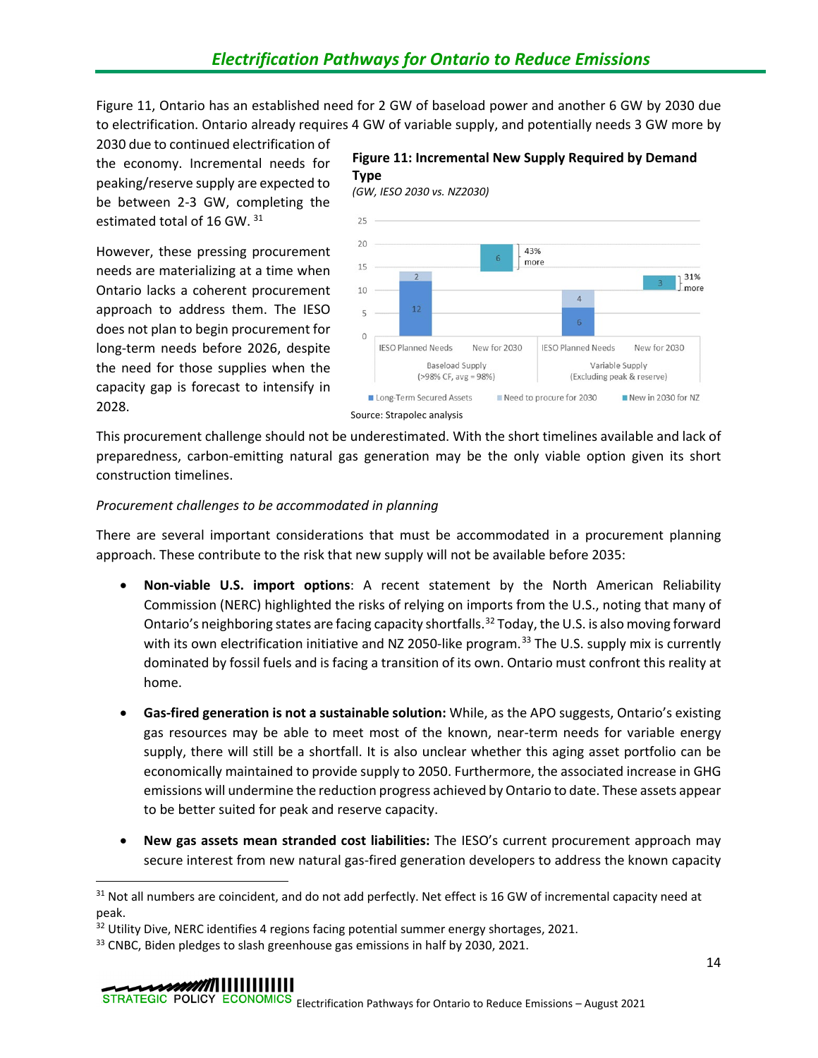Figure 11, Ontario has an established need for 2 GW of baseload power and another 6 GW by 2030 due to electrification. Ontario already requires 4 GW of variable supply, and potentially needs 3 GW more by 2030 due to continued electrification of the economy. Incremental needs for peaking/reserve supply are expected to be between 2-3 GW, completing the estimated total of 16 GW.[31]

**Figure 11: Incremental New Supply Required by Demand Type**

*(GW, IESO 2030 vs. NZ2030)*

| | Baseload Supply (>98% CF, avg = 98%) – IESO Planned Needs | Baseload Supply – New for 2030 | Variable Supply (Excluding peak & reserve) – IESO Planned Needs | Variable Supply – New for 2030 |
|---|---|---|---|---|
| Long-Term Secured Assets | 12 | | 6 | |
| Need to procure for 2030 | 2 | | 4 | |
| New in 2030 for NZ | | 6 (43% more) | | 3 (31% more) |

Source: Strapolec analysis

However, these pressing procurement needs are materializing at a time when Ontario lacks a coherent procurement approach to address them. The IESO does not plan to begin procurement for long-term needs before 2026, despite the need for those supplies when the capacity gap is forecast to intensify in 2028.

This procurement challenge should not be underestimated. With the short timelines available and lack of preparedness, carbon-emitting natural gas generation may be the only viable option given its short construction timelines.

*Procurement challenges to be accommodated in planning*

There are several important considerations that must be accommodated in a procurement planning approach. These contribute to the risk that new supply will not be available before 2035:

- **Non-viable U.S. import options**: A recent statement by the North American Reliability Commission (NERC) highlighted the risks of relying on imports from the U.S., noting that many of Ontario's neighboring states are facing capacity shortfalls.[32] Today, the U.S. is also moving forward with its own electrification initiative and NZ 2050-like program.[33] The U.S. supply mix is currently dominated by fossil fuels and is facing a transition of its own. Ontario must confront this reality at home.
- **Gas-fired generation is not a sustainable solution:** While, as the APO suggests, Ontario's existing gas resources may be able to meet most of the known, near-term needs for variable energy supply, there will still be a shortfall. It is also unclear whether this aging asset portfolio can be economically maintained to provide supply to 2050. Furthermore, the associated increase in GHG emissions will undermine the reduction progress achieved by Ontario to date. These assets appear to be better suited for peak and reserve capacity.
- **New gas assets mean stranded cost liabilities:** The IESO's current procurement approach may secure interest from new natural gas-fired generation developers to address the known capacity

[31] Not all numbers are coincident, and do not add perfectly. Net effect is 16 GW of incremental capacity need at peak.

[32] Utility Dive, NERC identifies 4 regions facing potential summer energy shortages, 2021.

[33] CNBC, Biden pledges to slash greenhouse gas emissions in half by 2030, 2021.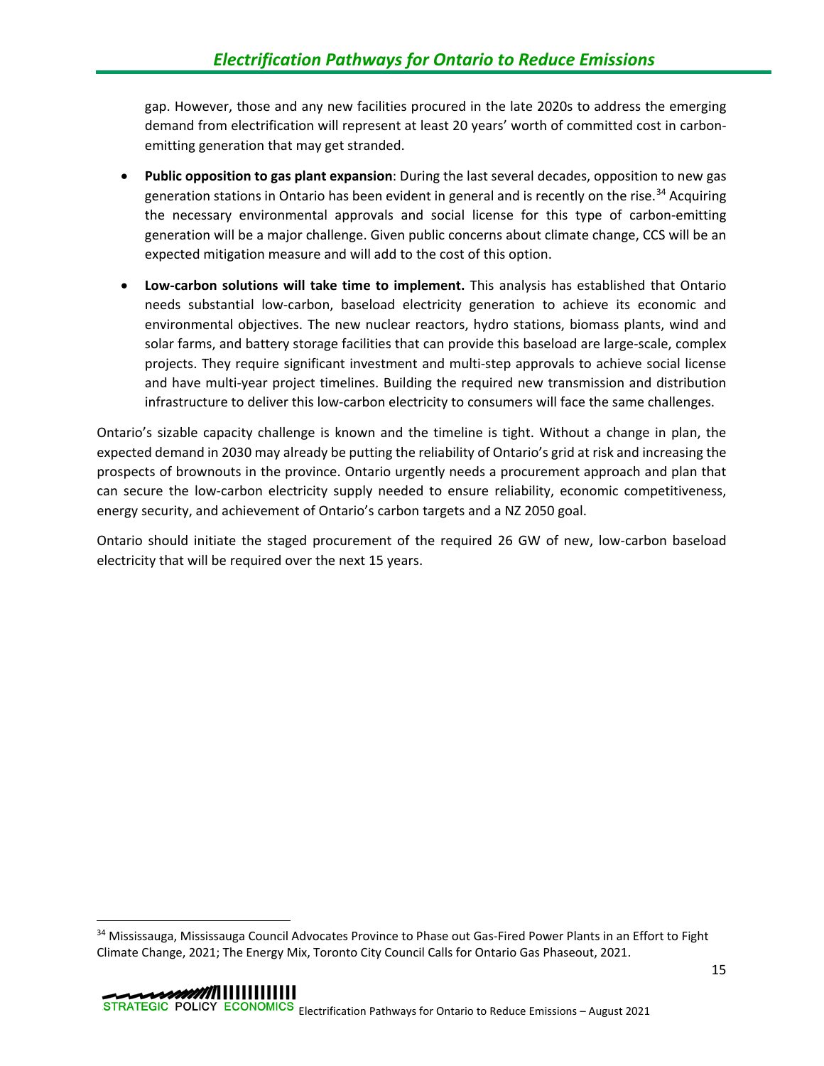gap. However, those and any new facilities procured in the late 2020s to address the emerging demand from electrification will represent at least 20 years' worth of committed cost in carbon-emitting generation that may get stranded.

- **Public opposition to gas plant expansion**: During the last several decades, opposition to new gas generation stations in Ontario has been evident in general and is recently on the rise.[34] Acquiring the necessary environmental approvals and social license for this type of carbon-emitting generation will be a major challenge. Given public concerns about climate change, CCS will be an expected mitigation measure and will add to the cost of this option.
- **Low-carbon solutions will take time to implement.** This analysis has established that Ontario needs substantial low-carbon, baseload electricity generation to achieve its economic and environmental objectives. The new nuclear reactors, hydro stations, biomass plants, wind and solar farms, and battery storage facilities that can provide this baseload are large-scale, complex projects. They require significant investment and multi-step approvals to achieve social license and have multi-year project timelines. Building the required new transmission and distribution infrastructure to deliver this low-carbon electricity to consumers will face the same challenges.

Ontario's sizable capacity challenge is known and the timeline is tight. Without a change in plan, the expected demand in 2030 may already be putting the reliability of Ontario's grid at risk and increasing the prospects of brownouts in the province. Ontario urgently needs a procurement approach and plan that can secure the low-carbon electricity supply needed to ensure reliability, economic competitiveness, energy security, and achievement of Ontario's carbon targets and a NZ 2050 goal.

Ontario should initiate the staged procurement of the required 26 GW of new, low-carbon baseload electricity that will be required over the next 15 years.

---

[34] Mississauga, Mississauga Council Advocates Province to Phase out Gas-Fired Power Plants in an Effort to Fight Climate Change, 2021; The Energy Mix, Toronto City Council Calls for Ontario Gas Phaseout, 2021.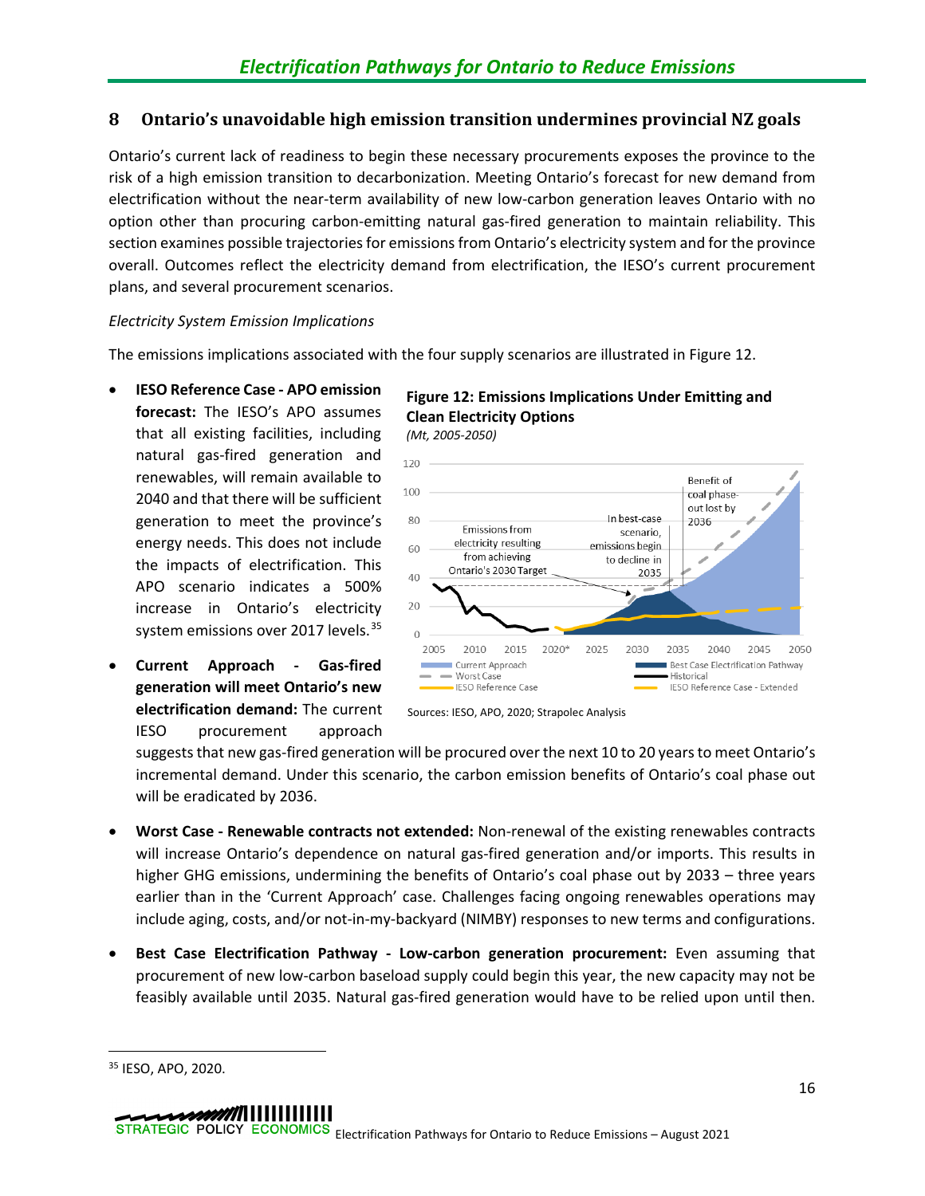## 8 Ontario's unavoidable high emission transition undermines provincial NZ goals

Ontario's current lack of readiness to begin these necessary procurements exposes the province to the risk of a high emission transition to decarbonization. Meeting Ontario's forecast for new demand from electrification without the near-term availability of new low-carbon generation leaves Ontario with no option other than procuring carbon-emitting natural gas-fired generation to maintain reliability. This section examines possible trajectories for emissions from Ontario's electricity system and for the province overall. Outcomes reflect the electricity demand from electrification, the IESO's current procurement plans, and several procurement scenarios.

*Electricity System Emission Implications*

The emissions implications associated with the four supply scenarios are illustrated in Figure 12.

- **IESO Reference Case - APO emission forecast:** The IESO's APO assumes that all existing facilities, including natural gas-fired generation and renewables, will remain available to 2040 and that there will be sufficient generation to meet the province's energy needs. This does not include the impacts of electrification. This APO scenario indicates a 500% increase in Ontario's electricity system emissions over 2017 levels.[35]

**Figure 12: Emissions Implications Under Emitting and Clean Electricity Options**
*(Mt, 2005-2050)*

Sources: IESO, APO, 2020; Strapolec Analysis

- **Current Approach - Gas-fired generation will meet Ontario's new electrification demand:** The current IESO procurement approach suggests that new gas-fired generation will be procured over the next 10 to 20 years to meet Ontario's incremental demand. Under this scenario, the carbon emission benefits of Ontario's coal phase out will be eradicated by 2036.

- **Worst Case - Renewable contracts not extended:** Non-renewal of the existing renewables contracts will increase Ontario's dependence on natural gas-fired generation and/or imports. This results in higher GHG emissions, undermining the benefits of Ontario's coal phase out by 2033 – three years earlier than in the 'Current Approach' case. Challenges facing ongoing renewables operations may include aging, costs, and/or not-in-my-backyard (NIMBY) responses to new terms and configurations.

- **Best Case Electrification Pathway - Low-carbon generation procurement:** Even assuming that procurement of new low-carbon baseload supply could begin this year, the new capacity may not be feasibly available until 2035. Natural gas-fired generation would have to be relied upon until then.

[35] IESO, APO, 2020.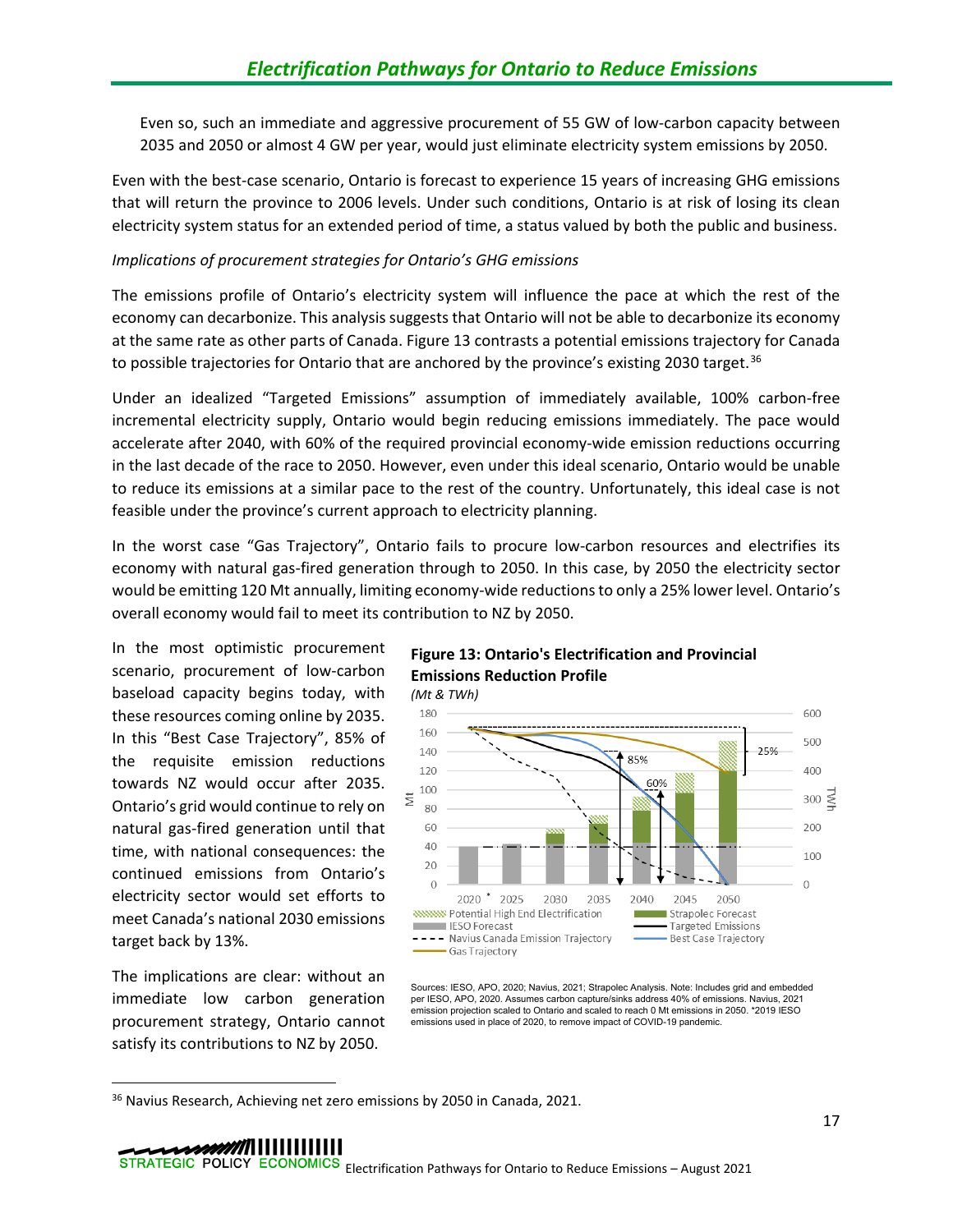Even so, such an immediate and aggressive procurement of 55 GW of low-carbon capacity between 2035 and 2050 or almost 4 GW per year, would just eliminate electricity system emissions by 2050.

Even with the best-case scenario, Ontario is forecast to experience 15 years of increasing GHG emissions that will return the province to 2006 levels. Under such conditions, Ontario is at risk of losing its clean electricity system status for an extended period of time, a status valued by both the public and business.

*Implications of procurement strategies for Ontario's GHG emissions*

The emissions profile of Ontario's electricity system will influence the pace at which the rest of the economy can decarbonize. This analysis suggests that Ontario will not be able to decarbonize its economy at the same rate as other parts of Canada. Figure 13 contrasts a potential emissions trajectory for Canada to possible trajectories for Ontario that are anchored by the province's existing 2030 target.[36]

Under an idealized "Targeted Emissions" assumption of immediately available, 100% carbon-free incremental electricity supply, Ontario would begin reducing emissions immediately. The pace would accelerate after 2040, with 60% of the required provincial economy-wide emission reductions occurring in the last decade of the race to 2050. However, even under this ideal scenario, Ontario would be unable to reduce its emissions at a similar pace to the rest of the country. Unfortunately, this ideal case is not feasible under the province's current approach to electricity planning.

In the worst case "Gas Trajectory", Ontario fails to procure low-carbon resources and electrifies its economy with natural gas-fired generation through to 2050. In this case, by 2050 the electricity sector would be emitting 120 Mt annually, limiting economy-wide reductions to only a 25% lower level. Ontario's overall economy would fail to meet its contribution to NZ by 2050.

In the most optimistic procurement scenario, procurement of low-carbon baseload capacity begins today, with these resources coming online by 2035. In this "Best Case Trajectory", 85% of the requisite emission reductions towards NZ would occur after 2035. Ontario's grid would continue to rely on natural gas-fired generation until that time, with national consequences: the continued emissions from Ontario's electricity sector would set efforts to meet Canada's national 2030 emissions target back by 13%.

The implications are clear: without an immediate low carbon generation procurement strategy, Ontario cannot satisfy its contributions to NZ by 2050.

**Figure 13: Ontario's Electrification and Provincial Emissions Reduction Profile**

*(Mt & TWh)*

Sources: IESO, APO, 2020; Navius, 2021; Strapolec Analysis. Note: Includes grid and embedded per IESO, APO, 2020. Assumes carbon capture/sinks address 40% of emissions. Navius, 2021 emission projection scaled to Ontario and scaled to reach 0 Mt emissions in 2050. *2019 IESO emissions used in place of 2020, to remove impact of COVID-19 pandemic.

---

[36] Navius Research, Achieving net zero emissions by 2050 in Canada, 2021.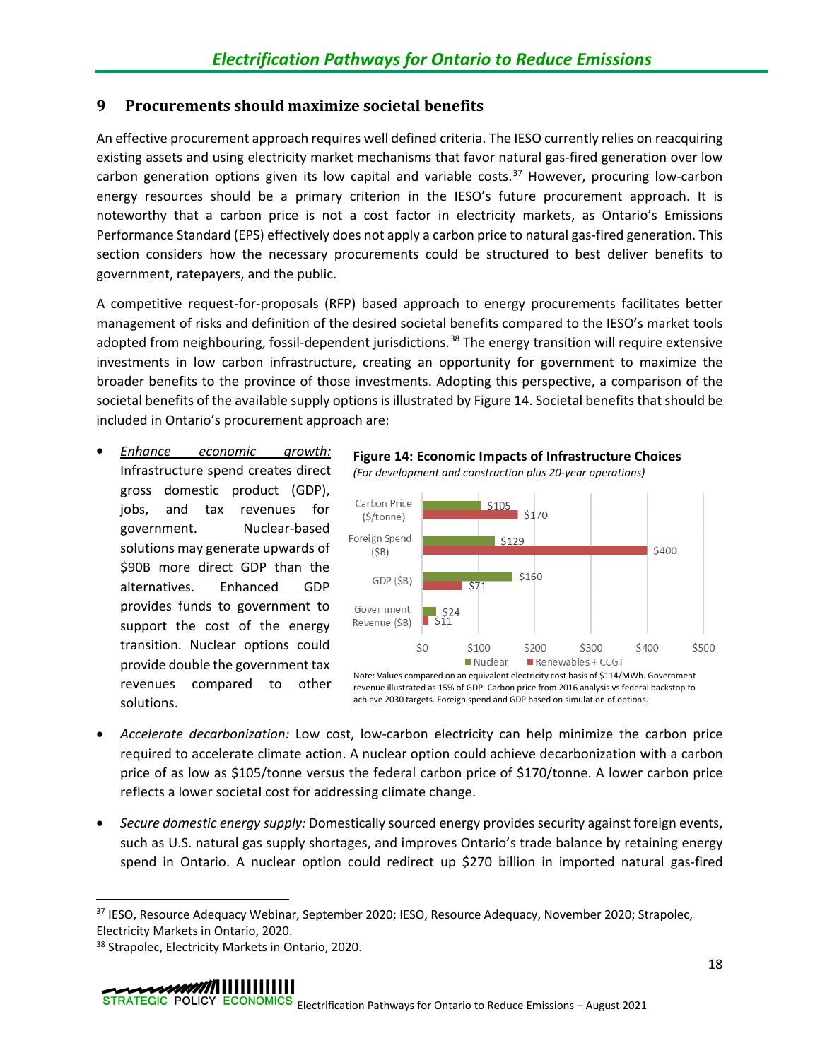## 9 Procurements should maximize societal benefits

An effective procurement approach requires well defined criteria. The IESO currently relies on reacquiring existing assets and using electricity market mechanisms that favor natural gas-fired generation over low carbon generation options given its low capital and variable costs.[37] However, procuring low-carbon energy resources should be a primary criterion in the IESO's future procurement approach. It is noteworthy that a carbon price is not a cost factor in electricity markets, as Ontario's Emissions Performance Standard (EPS) effectively does not apply a carbon price to natural gas-fired generation. This section considers how the necessary procurements could be structured to best deliver benefits to government, ratepayers, and the public.

A competitive request-for-proposals (RFP) based approach to energy procurements facilitates better management of risks and definition of the desired societal benefits compared to the IESO's market tools adopted from neighbouring, fossil-dependent jurisdictions.[38] The energy transition will require extensive investments in low carbon infrastructure, creating an opportunity for government to maximize the broader benefits to the province of those investments. Adopting this perspective, a comparison of the societal benefits of the available supply options is illustrated by Figure 14. Societal benefits that should be included in Ontario's procurement approach are:

- *Enhance economic growth:* Infrastructure spend creates direct gross domestic product (GDP), jobs, and tax revenues for government. Nuclear-based solutions may generate upwards of $90B more direct GDP than the alternatives. Enhanced GDP provides funds to government to support the cost of the energy transition. Nuclear options could provide double the government tax revenues compared to other solutions.

**Figure 14: Economic Impacts of Infrastructure Choices**
*(For development and construction plus 20-year operations)*

| | Nuclear | Renewables + CCGT |
|---|---|---|
| Carbon Price ($/tonne) | $105 | $170 |
| Foreign Spend ($B) | $129 | $400 |
| GDP ($B) | $160 | $71 |
| Government Revenue ($B) | $24 | $11 |

Note: Values compared on an equivalent electricity cost basis of $114/MWh. Government revenue illustrated as 15% of GDP. Carbon price from 2016 analysis vs federal backstop to achieve 2030 targets. Foreign spend and GDP based on simulation of options.

- *Accelerate decarbonization:* Low cost, low-carbon electricity can help minimize the carbon price required to accelerate climate action. A nuclear option could achieve decarbonization with a carbon price of as low as $105/tonne versus the federal carbon price of $170/tonne. A lower carbon price reflects a lower societal cost for addressing climate change.

- *Secure domestic energy supply:* Domestically sourced energy provides security against foreign events, such as U.S. natural gas supply shortages, and improves Ontario's trade balance by retaining energy spend in Ontario. A nuclear option could redirect up $270 billion in imported natural gas-fired

[37] IESO, Resource Adequacy Webinar, September 2020; IESO, Resource Adequacy, November 2020; Strapolec, Electricity Markets in Ontario, 2020.

[38] Strapolec, Electricity Markets in Ontario, 2020.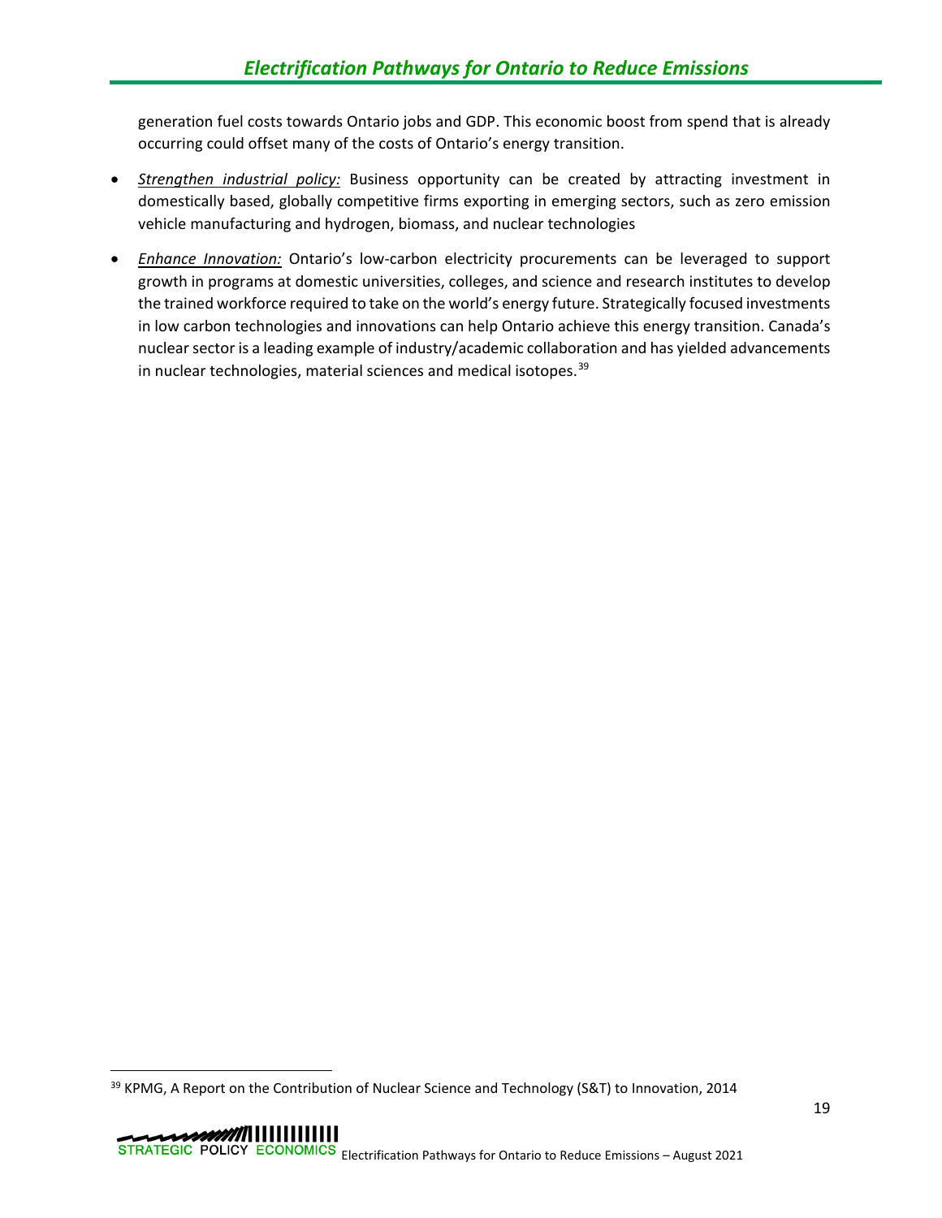generation fuel costs towards Ontario jobs and GDP. This economic boost from spend that is already occurring could offset many of the costs of Ontario's energy transition.

- ***Strengthen industrial policy:*** Business opportunity can be created by attracting investment in domestically based, globally competitive firms exporting in emerging sectors, such as zero emission vehicle manufacturing and hydrogen, biomass, and nuclear technologies

- ***Enhance Innovation:*** Ontario's low-carbon electricity procurements can be leveraged to support growth in programs at domestic universities, colleges, and science and research institutes to develop the trained workforce required to take on the world's energy future. Strategically focused investments in low carbon technologies and innovations can help Ontario achieve this energy transition. Canada's nuclear sector is a leading example of industry/academic collaboration and has yielded advancements in nuclear technologies, material sciences and medical isotopes.[39]

---

[39] KPMG, A Report on the Contribution of Nuclear Science and Technology (S&T) to Innovation, 2014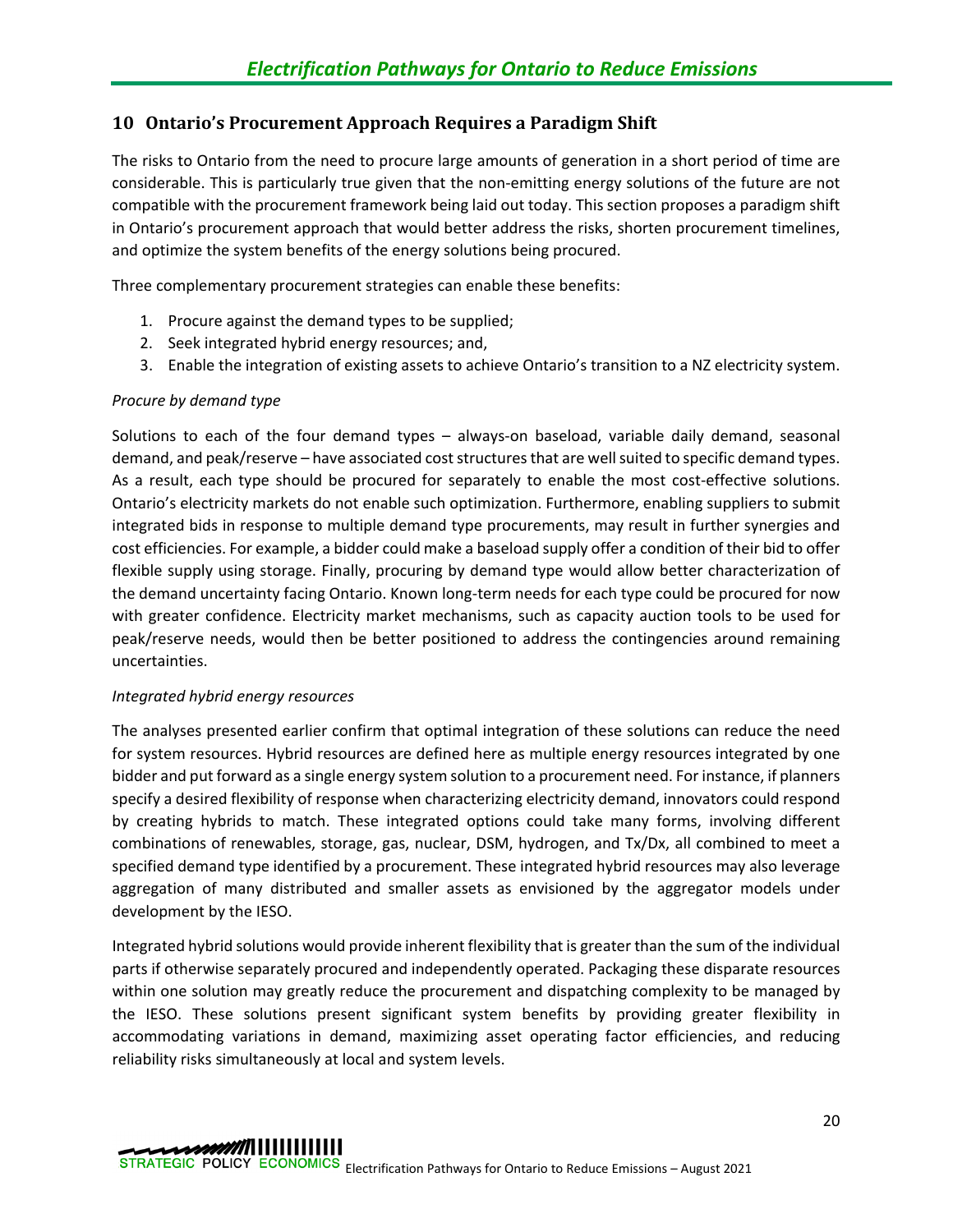## 10 Ontario's Procurement Approach Requires a Paradigm Shift

The risks to Ontario from the need to procure large amounts of generation in a short period of time are considerable. This is particularly true given that the non-emitting energy solutions of the future are not compatible with the procurement framework being laid out today. This section proposes a paradigm shift in Ontario's procurement approach that would better address the risks, shorten procurement timelines, and optimize the system benefits of the energy solutions being procured.

Three complementary procurement strategies can enable these benefits:

1. Procure against the demand types to be supplied;
2. Seek integrated hybrid energy resources; and,
3. Enable the integration of existing assets to achieve Ontario's transition to a NZ electricity system.

*Procure by demand type*

Solutions to each of the four demand types – always-on baseload, variable daily demand, seasonal demand, and peak/reserve – have associated cost structures that are well suited to specific demand types. As a result, each type should be procured for separately to enable the most cost-effective solutions. Ontario's electricity markets do not enable such optimization. Furthermore, enabling suppliers to submit integrated bids in response to multiple demand type procurements, may result in further synergies and cost efficiencies. For example, a bidder could make a baseload supply offer a condition of their bid to offer flexible supply using storage. Finally, procuring by demand type would allow better characterization of the demand uncertainty facing Ontario. Known long-term needs for each type could be procured for now with greater confidence. Electricity market mechanisms, such as capacity auction tools to be used for peak/reserve needs, would then be better positioned to address the contingencies around remaining uncertainties.

*Integrated hybrid energy resources*

The analyses presented earlier confirm that optimal integration of these solutions can reduce the need for system resources. Hybrid resources are defined here as multiple energy resources integrated by one bidder and put forward as a single energy system solution to a procurement need. For instance, if planners specify a desired flexibility of response when characterizing electricity demand, innovators could respond by creating hybrids to match. These integrated options could take many forms, involving different combinations of renewables, storage, gas, nuclear, DSM, hydrogen, and Tx/Dx, all combined to meet a specified demand type identified by a procurement. These integrated hybrid resources may also leverage aggregation of many distributed and smaller assets as envisioned by the aggregator models under development by the IESO.

Integrated hybrid solutions would provide inherent flexibility that is greater than the sum of the individual parts if otherwise separately procured and independently operated. Packaging these disparate resources within one solution may greatly reduce the procurement and dispatching complexity to be managed by the IESO. These solutions present significant system benefits by providing greater flexibility in accommodating variations in demand, maximizing asset operating factor efficiencies, and reducing reliability risks simultaneously at local and system levels.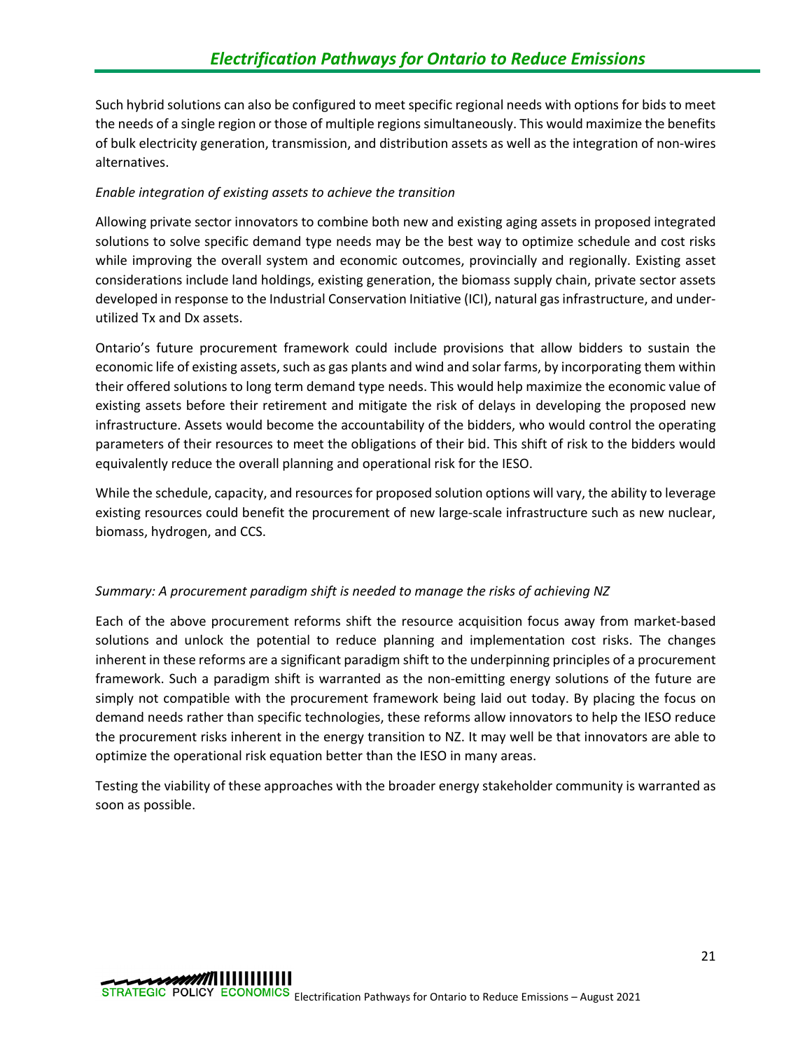Such hybrid solutions can also be configured to meet specific regional needs with options for bids to meet the needs of a single region or those of multiple regions simultaneously. This would maximize the benefits of bulk electricity generation, transmission, and distribution assets as well as the integration of non-wires alternatives.

*Enable integration of existing assets to achieve the transition*

Allowing private sector innovators to combine both new and existing aging assets in proposed integrated solutions to solve specific demand type needs may be the best way to optimize schedule and cost risks while improving the overall system and economic outcomes, provincially and regionally. Existing asset considerations include land holdings, existing generation, the biomass supply chain, private sector assets developed in response to the Industrial Conservation Initiative (ICI), natural gas infrastructure, and under-utilized Tx and Dx assets.

Ontario's future procurement framework could include provisions that allow bidders to sustain the economic life of existing assets, such as gas plants and wind and solar farms, by incorporating them within their offered solutions to long term demand type needs. This would help maximize the economic value of existing assets before their retirement and mitigate the risk of delays in developing the proposed new infrastructure. Assets would become the accountability of the bidders, who would control the operating parameters of their resources to meet the obligations of their bid. This shift of risk to the bidders would equivalently reduce the overall planning and operational risk for the IESO.

While the schedule, capacity, and resources for proposed solution options will vary, the ability to leverage existing resources could benefit the procurement of new large-scale infrastructure such as new nuclear, biomass, hydrogen, and CCS.

*Summary: A procurement paradigm shift is needed to manage the risks of achieving NZ*

Each of the above procurement reforms shift the resource acquisition focus away from market-based solutions and unlock the potential to reduce planning and implementation cost risks. The changes inherent in these reforms are a significant paradigm shift to the underpinning principles of a procurement framework. Such a paradigm shift is warranted as the non-emitting energy solutions of the future are simply not compatible with the procurement framework being laid out today. By placing the focus on demand needs rather than specific technologies, these reforms allow innovators to help the IESO reduce the procurement risks inherent in the energy transition to NZ. It may well be that innovators are able to optimize the operational risk equation better than the IESO in many areas.

Testing the viability of these approaches with the broader energy stakeholder community is warranted as soon as possible.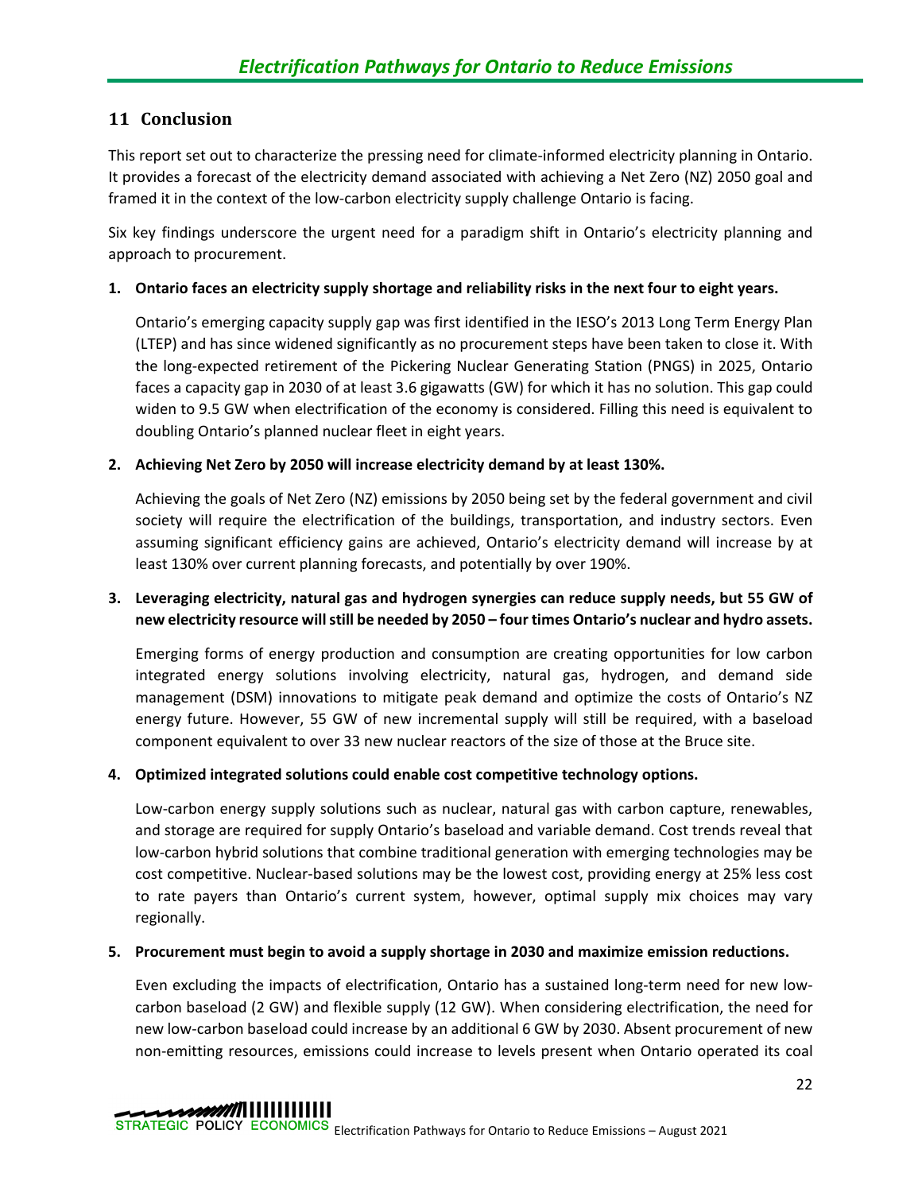## 11 Conclusion

This report set out to characterize the pressing need for climate-informed electricity planning in Ontario. It provides a forecast of the electricity demand associated with achieving a Net Zero (NZ) 2050 goal and framed it in the context of the low-carbon electricity supply challenge Ontario is facing.

Six key findings underscore the urgent need for a paradigm shift in Ontario's electricity planning and approach to procurement.

1. **Ontario faces an electricity supply shortage and reliability risks in the next four to eight years.**

   Ontario's emerging capacity supply gap was first identified in the IESO's 2013 Long Term Energy Plan (LTEP) and has since widened significantly as no procurement steps have been taken to close it. With the long-expected retirement of the Pickering Nuclear Generating Station (PNGS) in 2025, Ontario faces a capacity gap in 2030 of at least 3.6 gigawatts (GW) for which it has no solution. This gap could widen to 9.5 GW when electrification of the economy is considered. Filling this need is equivalent to doubling Ontario's planned nuclear fleet in eight years.

2. **Achieving Net Zero by 2050 will increase electricity demand by at least 130%.**

   Achieving the goals of Net Zero (NZ) emissions by 2050 being set by the federal government and civil society will require the electrification of the buildings, transportation, and industry sectors. Even assuming significant efficiency gains are achieved, Ontario's electricity demand will increase by at least 130% over current planning forecasts, and potentially by over 190%.

3. **Leveraging electricity, natural gas and hydrogen synergies can reduce supply needs, but 55 GW of new electricity resource will still be needed by 2050 – four times Ontario's nuclear and hydro assets.**

   Emerging forms of energy production and consumption are creating opportunities for low carbon integrated energy solutions involving electricity, natural gas, hydrogen, and demand side management (DSM) innovations to mitigate peak demand and optimize the costs of Ontario's NZ energy future. However, 55 GW of new incremental supply will still be required, with a baseload component equivalent to over 33 new nuclear reactors of the size of those at the Bruce site.

4. **Optimized integrated solutions could enable cost competitive technology options.**

   Low-carbon energy supply solutions such as nuclear, natural gas with carbon capture, renewables, and storage are required for supply Ontario's baseload and variable demand. Cost trends reveal that low-carbon hybrid solutions that combine traditional generation with emerging technologies may be cost competitive. Nuclear-based solutions may be the lowest cost, providing energy at 25% less cost to rate payers than Ontario's current system, however, optimal supply mix choices may vary regionally.

5. **Procurement must begin to avoid a supply shortage in 2030 and maximize emission reductions.**

   Even excluding the impacts of electrification, Ontario has a sustained long-term need for new low-carbon baseload (2 GW) and flexible supply (12 GW). When considering electrification, the need for new low-carbon baseload could increase by an additional 6 GW by 2030. Absent procurement of new non-emitting resources, emissions could increase to levels present when Ontario operated its coal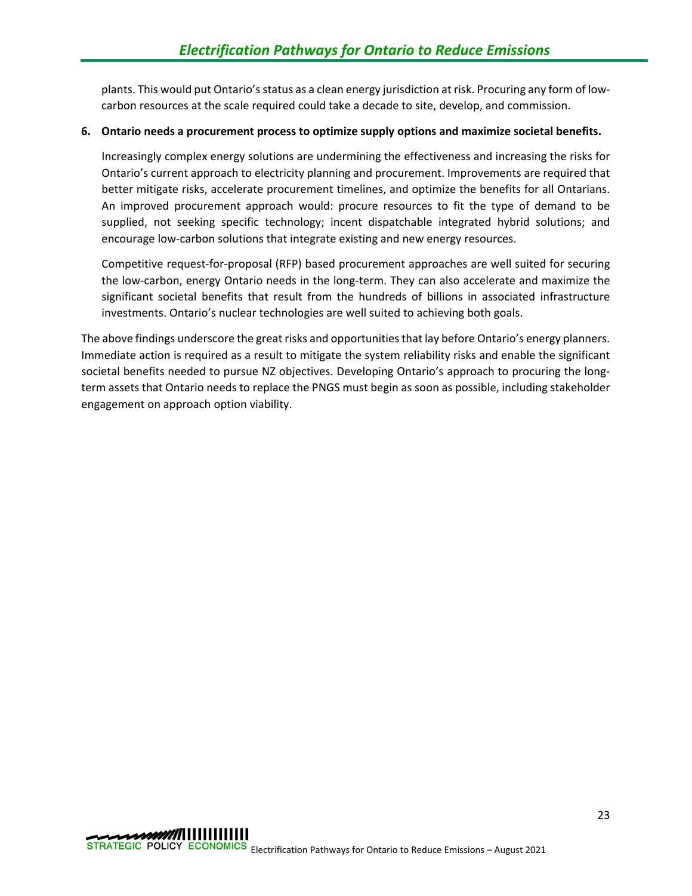plants. This would put Ontario's status as a clean energy jurisdiction at risk. Procuring any form of low-carbon resources at the scale required could take a decade to site, develop, and commission.

**6. Ontario needs a procurement process to optimize supply options and maximize societal benefits.**

Increasingly complex energy solutions are undermining the effectiveness and increasing the risks for Ontario's current approach to electricity planning and procurement. Improvements are required that better mitigate risks, accelerate procurement timelines, and optimize the benefits for all Ontarians. An improved procurement approach would: procure resources to fit the type of demand to be supplied, not seeking specific technology; incent dispatchable integrated hybrid solutions; and encourage low-carbon solutions that integrate existing and new energy resources.

Competitive request-for-proposal (RFP) based procurement approaches are well suited for securing the low-carbon, energy Ontario needs in the long-term. They can also accelerate and maximize the significant societal benefits that result from the hundreds of billions in associated infrastructure investments. Ontario's nuclear technologies are well suited to achieving both goals.

The above findings underscore the great risks and opportunities that lay before Ontario's energy planners. Immediate action is required as a result to mitigate the system reliability risks and enable the significant societal benefits needed to pursue NZ objectives. Developing Ontario's approach to procuring the long-term assets that Ontario needs to replace the PNGS must begin as soon as possible, including stakeholder engagement on approach option viability.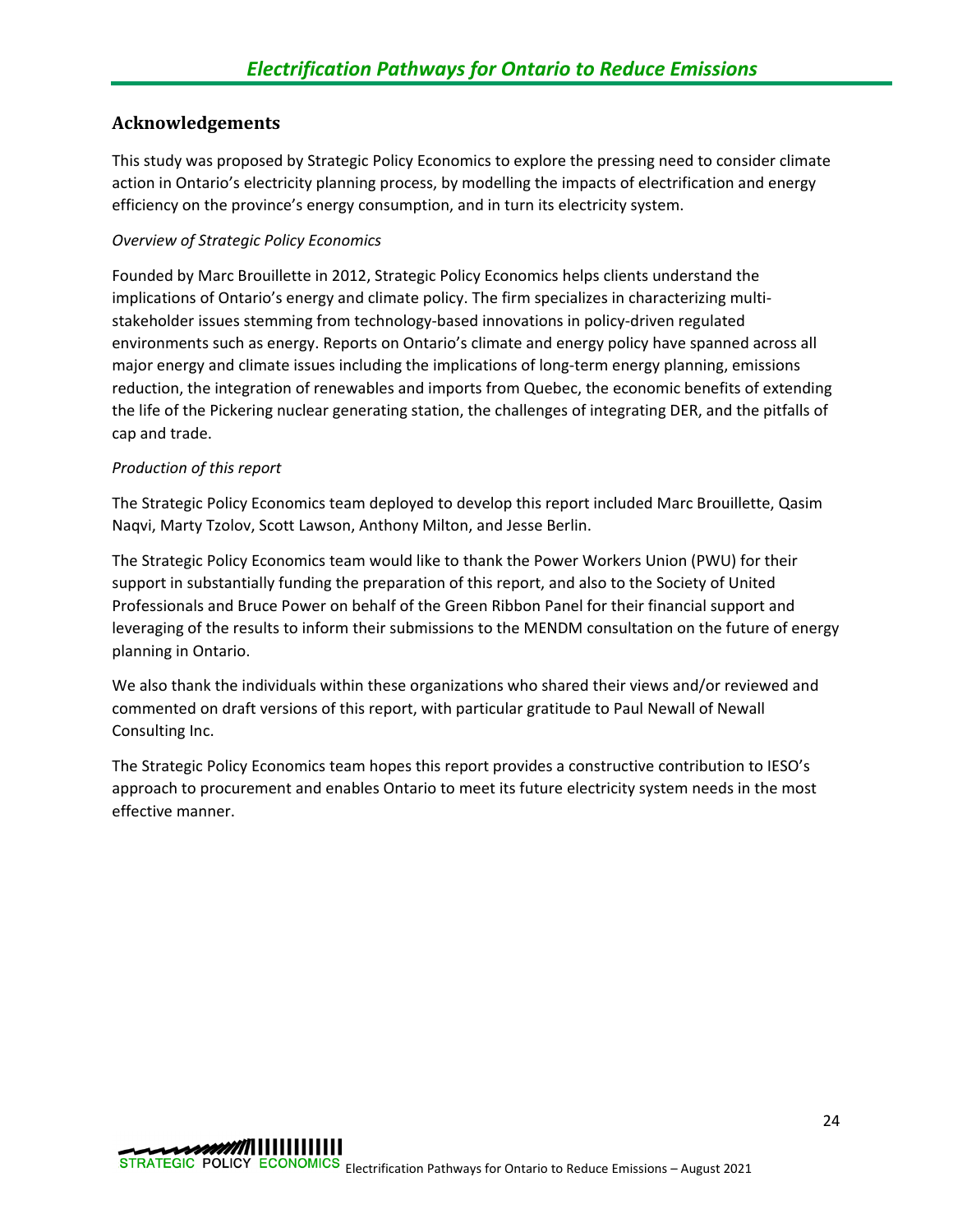## Acknowledgements

This study was proposed by Strategic Policy Economics to explore the pressing need to consider climate action in Ontario's electricity planning process, by modelling the impacts of electrification and energy efficiency on the province's energy consumption, and in turn its electricity system.

*Overview of Strategic Policy Economics*

Founded by Marc Brouillette in 2012, Strategic Policy Economics helps clients understand the implications of Ontario's energy and climate policy. The firm specializes in characterizing multi-stakeholder issues stemming from technology-based innovations in policy-driven regulated environments such as energy. Reports on Ontario's climate and energy policy have spanned across all major energy and climate issues including the implications of long-term energy planning, emissions reduction, the integration of renewables and imports from Quebec, the economic benefits of extending the life of the Pickering nuclear generating station, the challenges of integrating DER, and the pitfalls of cap and trade.

*Production of this report*

The Strategic Policy Economics team deployed to develop this report included Marc Brouillette, Qasim Naqvi, Marty Tzolov, Scott Lawson, Anthony Milton, and Jesse Berlin.

The Strategic Policy Economics team would like to thank the Power Workers Union (PWU) for their support in substantially funding the preparation of this report, and also to the Society of United Professionals and Bruce Power on behalf of the Green Ribbon Panel for their financial support and leveraging of the results to inform their submissions to the MENDM consultation on the future of energy planning in Ontario.

We also thank the individuals within these organizations who shared their views and/or reviewed and commented on draft versions of this report, with particular gratitude to Paul Newall of Newall Consulting Inc.

The Strategic Policy Economics team hopes this report provides a constructive contribution to IESO's approach to procurement and enables Ontario to meet its future electricity system needs in the most effective manner.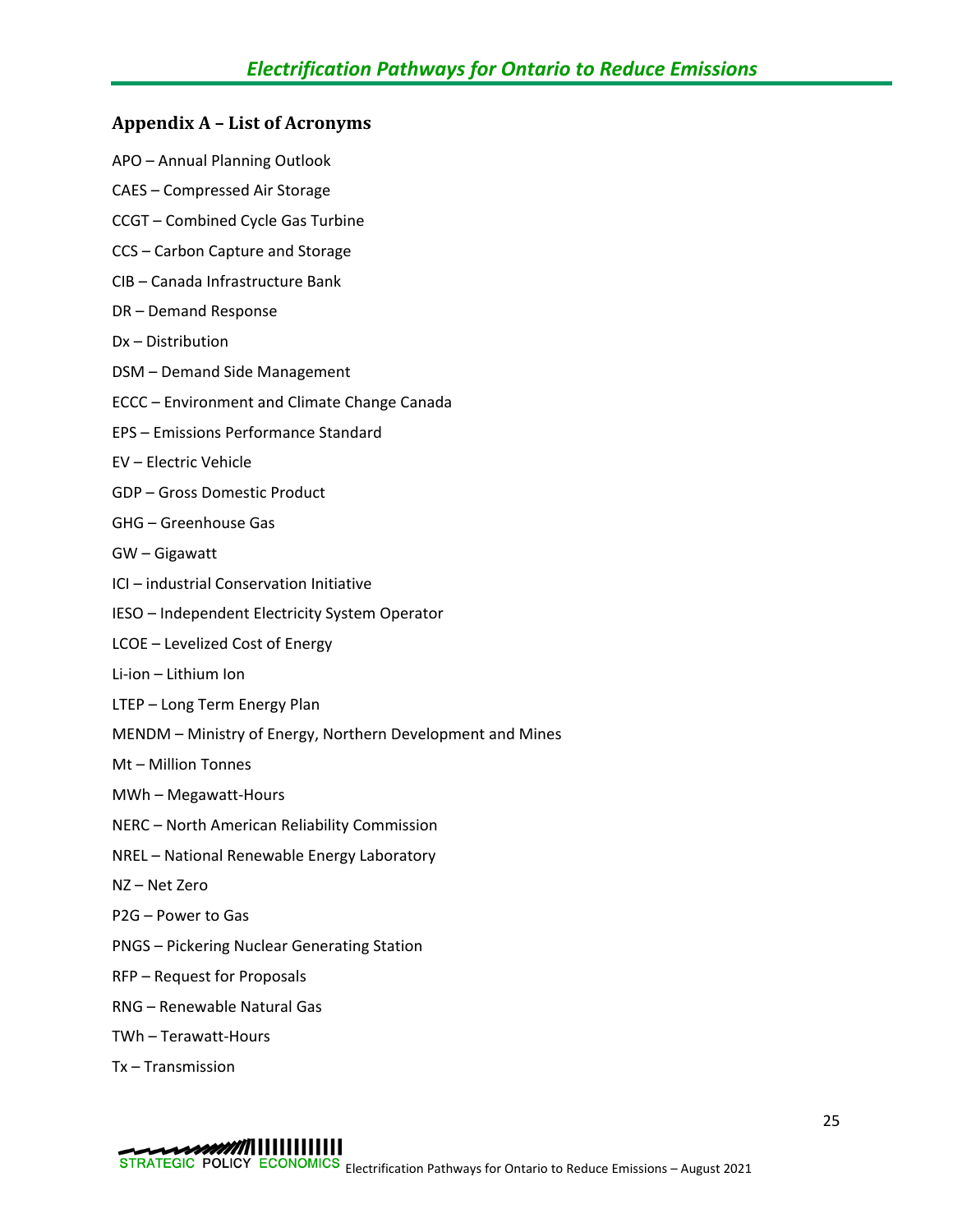## Appendix A – List of Acronyms

APO – Annual Planning Outlook

CAES – Compressed Air Storage

CCGT – Combined Cycle Gas Turbine

CCS – Carbon Capture and Storage

CIB – Canada Infrastructure Bank

DR – Demand Response

Dx – Distribution

DSM – Demand Side Management

ECCC – Environment and Climate Change Canada

EPS – Emissions Performance Standard

EV – Electric Vehicle

GDP – Gross Domestic Product

GHG – Greenhouse Gas

GW – Gigawatt

ICI – industrial Conservation Initiative

IESO – Independent Electricity System Operator

LCOE – Levelized Cost of Energy

Li-ion – Lithium Ion

LTEP – Long Term Energy Plan

MENDM – Ministry of Energy, Northern Development and Mines

Mt – Million Tonnes

MWh – Megawatt-Hours

NERC – North American Reliability Commission

NREL – National Renewable Energy Laboratory

NZ – Net Zero

P2G – Power to Gas

PNGS – Pickering Nuclear Generating Station

RFP – Request for Proposals

RNG – Renewable Natural Gas

TWh – Terawatt-Hours

Tx – Transmission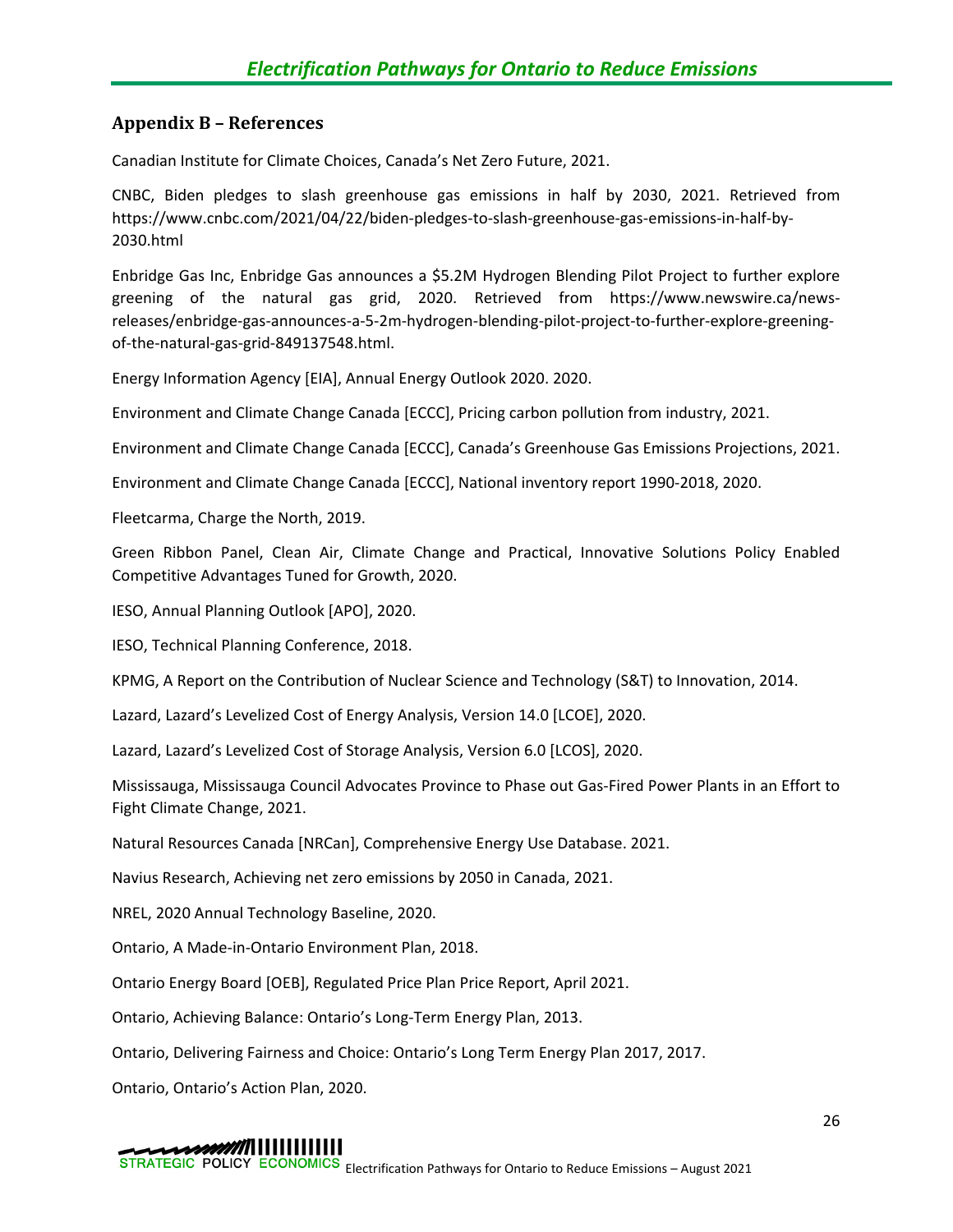## Appendix B – References

Canadian Institute for Climate Choices, Canada's Net Zero Future, 2021.

CNBC, Biden pledges to slash greenhouse gas emissions in half by 2030, 2021. Retrieved from https://www.cnbc.com/2021/04/22/biden-pledges-to-slash-greenhouse-gas-emissions-in-half-by-2030.html

Enbridge Gas Inc, Enbridge Gas announces a $5.2M Hydrogen Blending Pilot Project to further explore greening of the natural gas grid, 2020. Retrieved from https://www.newswire.ca/news-releases/enbridge-gas-announces-a-5-2m-hydrogen-blending-pilot-project-to-further-explore-greening-of-the-natural-gas-grid-849137548.html.

Energy Information Agency [EIA], Annual Energy Outlook 2020. 2020.

Environment and Climate Change Canada [ECCC], Pricing carbon pollution from industry, 2021.

Environment and Climate Change Canada [ECCC], Canada's Greenhouse Gas Emissions Projections, 2021.

Environment and Climate Change Canada [ECCC], National inventory report 1990-2018, 2020.

Fleetcarma, Charge the North, 2019.

Green Ribbon Panel, Clean Air, Climate Change and Practical, Innovative Solutions Policy Enabled Competitive Advantages Tuned for Growth, 2020.

IESO, Annual Planning Outlook [APO], 2020.

IESO, Technical Planning Conference, 2018.

KPMG, A Report on the Contribution of Nuclear Science and Technology (S&T) to Innovation, 2014.

Lazard, Lazard's Levelized Cost of Energy Analysis, Version 14.0 [LCOE], 2020.

Lazard, Lazard's Levelized Cost of Storage Analysis, Version 6.0 [LCOS], 2020.

Mississauga, Mississauga Council Advocates Province to Phase out Gas-Fired Power Plants in an Effort to Fight Climate Change, 2021.

Natural Resources Canada [NRCan], Comprehensive Energy Use Database. 2021.

Navius Research, Achieving net zero emissions by 2050 in Canada, 2021.

NREL, 2020 Annual Technology Baseline, 2020.

Ontario, A Made-in-Ontario Environment Plan, 2018.

Ontario Energy Board [OEB], Regulated Price Plan Price Report, April 2021.

Ontario, Achieving Balance: Ontario's Long-Term Energy Plan, 2013.

Ontario, Delivering Fairness and Choice: Ontario's Long Term Energy Plan 2017, 2017.

Ontario, Ontario's Action Plan, 2020.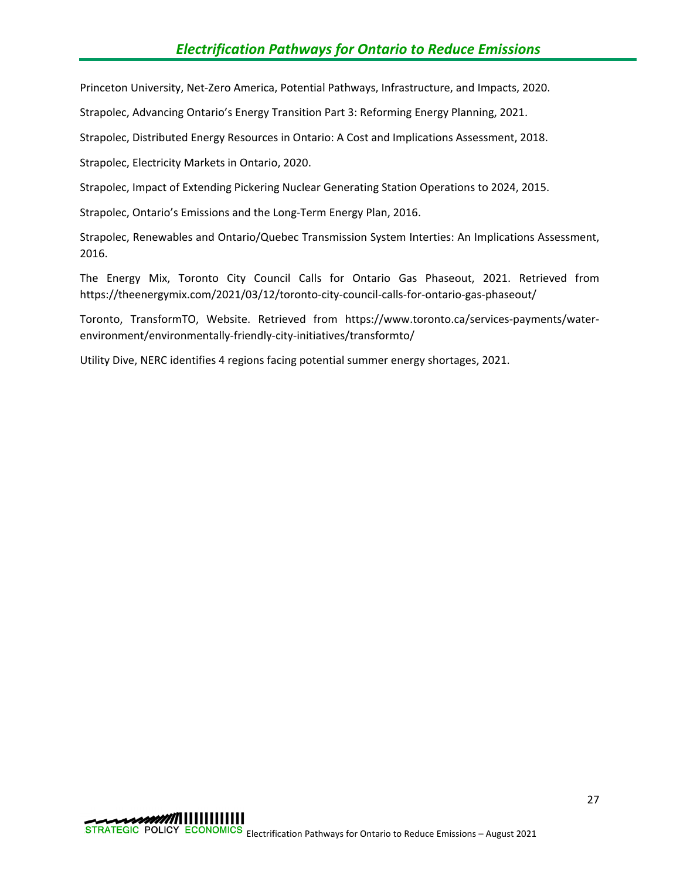Princeton University, Net-Zero America, Potential Pathways, Infrastructure, and Impacts, 2020.

Strapolec, Advancing Ontario's Energy Transition Part 3: Reforming Energy Planning, 2021.

Strapolec, Distributed Energy Resources in Ontario: A Cost and Implications Assessment, 2018.

Strapolec, Electricity Markets in Ontario, 2020.

Strapolec, Impact of Extending Pickering Nuclear Generating Station Operations to 2024, 2015.

Strapolec, Ontario's Emissions and the Long-Term Energy Plan, 2016.

Strapolec, Renewables and Ontario/Quebec Transmission System Interties: An Implications Assessment, 2016.

The Energy Mix, Toronto City Council Calls for Ontario Gas Phaseout, 2021. Retrieved from https://theenergymix.com/2021/03/12/toronto-city-council-calls-for-ontario-gas-phaseout/

Toronto, TransformTO, Website. Retrieved from https://www.toronto.ca/services-payments/water-environment/environmentally-friendly-city-initiatives/transformto/

Utility Dive, NERC identifies 4 regions facing potential summer energy shortages, 2021.